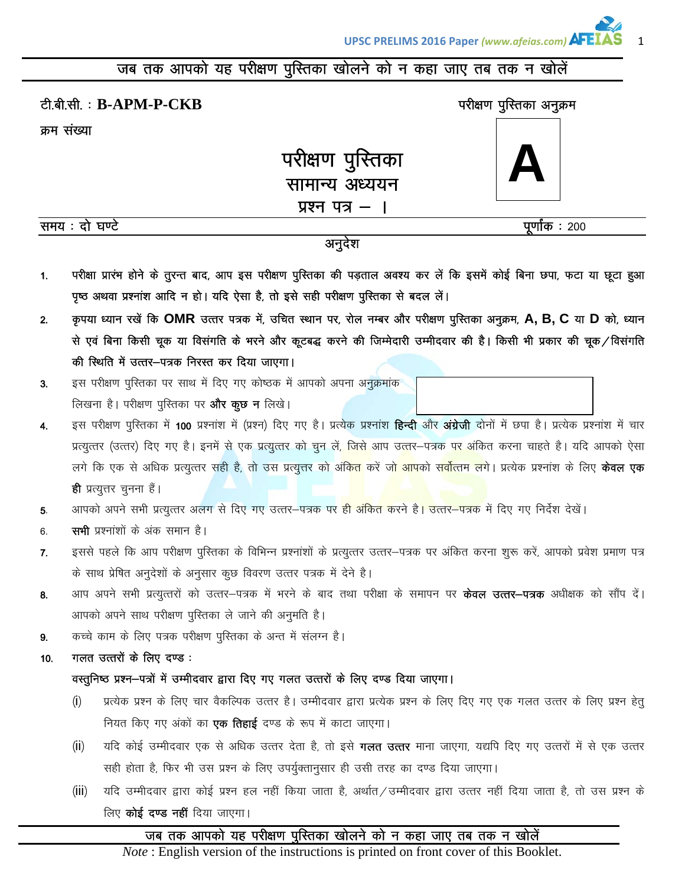**जब तक आपको यह परीक्षण पुस्तिका खोलने को न कहा जाए तब तक न खोलें**

टी.बी.सी. : **B-APM-P-CKB**

क्रम संख्या

परीक्षण पुस्तिका अनुक्रम

**A**

# परीक्षण पुस्तिका
## सामान्य अध्ययन
## प्रश्न पत्र – I

समय : दो घण्टे | पूर्णांक : 200

### अनुदेश

1. परीक्षा प्रारंभ होने के तुरन्त बाद, आप इस परीक्षण पुस्तिका की पड़ताल अवश्य कर लें कि इसमें कोई बिना छपा, फटा या छूटा हुआ पृष्ठ अथवा प्रश्नांश आदि न हो। यदि ऐसा है, तो इसे सही परीक्षण पुस्तिका से बदल लें।
2. कृपया ध्यान रखें कि **OMR** उत्तर पत्रक में, उचित स्थान पर, रोल नम्बर और परीक्षण पुस्तिका अनुक्रम, **A, B, C** या **D** को, ध्यान से एवं बिना किसी चूक या विसंगति के भरने और कूटबद्ध करने की जिम्मेदारी उम्मीदवार की है। किसी भी प्रकार की चूक/विसंगति की स्थिति में उत्तर–पत्रक निरस्त कर दिया जाएगा।
3. इस परीक्षण पुस्तिका पर साथ में दिए गए कोष्ठक में आपको अपना अनुक्रमांक लिखना है। परीक्षण पुस्तिका पर **और कुछ न** लिखे।
4. इस परीक्षण पुस्तिका में **100** प्रश्नांश में (प्रश्न) दिए गए है। प्रत्येक प्रश्नांश **हिन्दी** और **अंग्रेजी** दोनों में छपा है। प्रत्येक प्रश्नांश में चार प्रत्युत्तर (उत्तर) दिए गए है। इनमें से एक प्रत्युत्तर को चुन लें, जिसे आप उत्तर–पत्रक पर अंकित करना चाहते है। यदि आपको ऐसा लगे कि एक से अधिक प्रत्युत्तर सही है, तो उस प्रत्युत्तर को अंकित करें जो आपको सर्वोत्तम लगे। प्रत्येक प्रश्नांश के लिए **केवल एक ही** प्रत्युत्तर चुनना हैं।
5. आपको अपने सभी प्रत्युत्तर अलग से दिए गए उत्तर–पत्रक पर ही अंकित करने है। उत्तर–पत्रक में दिए गए निर्देश देखें।
6. **सभी** प्रश्नांशों के अंक समान है।
7. इससे पहले कि आप परीक्षण पुस्तिका के विभिन्न प्रश्नांशों के प्रत्युत्तर उत्तर–पत्रक पर अंकित करना शुरू करें, आपको प्रवेश प्रमाण पत्र के साथ प्रेषित अनुदेशों के अनुसार कुछ विवरण उत्तर पत्रक में देने है।
8. आप अपने सभी प्रत्युत्तरों को उत्तर–पत्रक में भरने के बाद तथा परीक्षा के समापन पर **केवल उत्तर–पत्रक** अधीक्षक को सौंप दें। आपको अपने साथ परीक्षण पुस्तिका ले जाने की अनुमति है।
9. कच्चे काम के लिए पत्रक परीक्षण पुस्तिका के अन्त में संलग्न है।
10. **गलत उत्तरों के लिए दण्ड :**

    **वस्तुनिष्ठ प्रश्न–पत्रों में उम्मीदवार द्वारा दिए गए गलत उत्तरों के लिए दण्ड दिया जाएगा।**

    (i) प्रत्येक प्रश्न के लिए चार वैकल्पिक उत्तर है। उम्मीदवार द्वारा प्रत्येक प्रश्न के लिए दिए गए एक गलत उत्तर के लिए प्रश्न हेतु नियत किए गए अंकों का **एक तिहाई** दण्ड के रूप में काटा जाएगा।

    (ii) यदि कोई उम्मीदवार एक से अधिक उत्तर देता है, तो इसे **गलत उत्तर** माना जाएगा, यद्यपि दिए गए उत्तरों में से एक उत्तर सही होता है, फिर भी उस प्रश्न के लिए उपर्युक्तानुसार ही उसी तरह का दण्ड दिया जाएगा।

    (iii) यदि उम्मीदवार द्वारा कोई प्रश्न हल नहीं किया जाता है, अर्थात/उम्मीदवार द्वारा उत्तर नहीं दिया जाता है, तो उस प्रश्न के लिए **कोई दण्ड नहीं** दिया जाएगा।

**जब तक आपको यह परीक्षण पुस्तिका खोलने को न कहा जाए तब तक न खोलें**

*Note* : English version of the instructions is printed on front cover of this Booklet.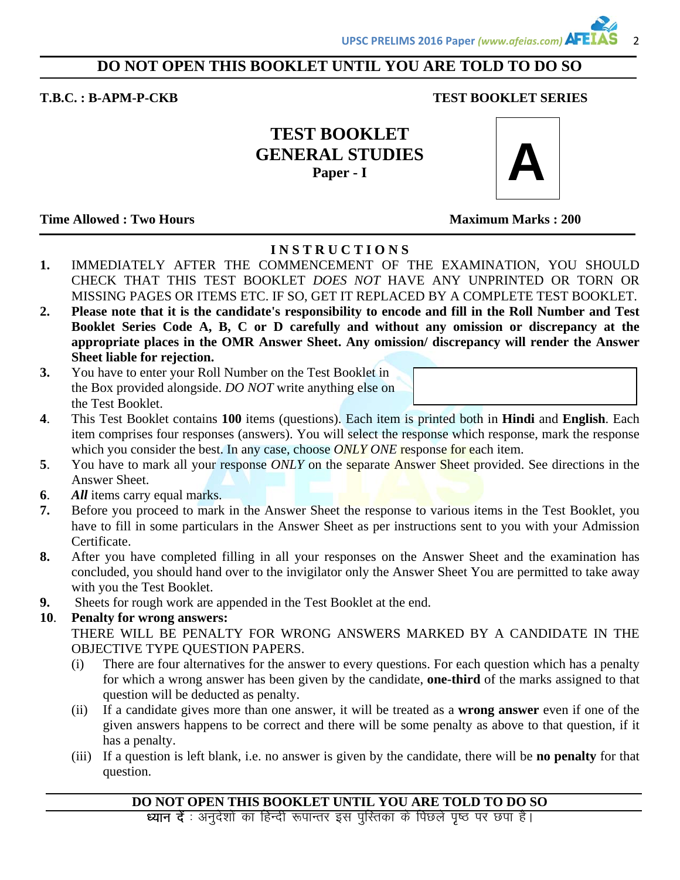**DO NOT OPEN THIS BOOKLET UNTIL YOU ARE TOLD TO DO SO**

**T.B.C. : B-APM-P-CKB** **TEST BOOKLET SERIES**

# TEST BOOKLET
# GENERAL STUDIES
## Paper - I

**A**

**Time Allowed : Two Hours** **Maximum Marks : 200**

## INSTRUCTIONS

1. IMMEDIATELY AFTER THE COMMENCEMENT OF THE EXAMINATION, YOU SHOULD CHECK THAT THIS TEST BOOKLET *DOES NOT* HAVE ANY UNPRINTED OR TORN OR MISSING PAGES OR ITEMS ETC. IF SO, GET IT REPLACED BY A COMPLETE TEST BOOKLET.
2. **Please note that it is the candidate's responsibility to encode and fill in the Roll Number and Test Booklet Series Code A, B, C or D carefully and without any omission or discrepancy at the appropriate places in the OMR Answer Sheet. Any omission/ discrepancy will render the Answer Sheet liable for rejection.**
3. You have to enter your Roll Number on the Test Booklet in the Box provided alongside. *DO NOT* write anything else on the Test Booklet.
4. This Test Booklet contains **100** items (questions). Each item is printed both in **Hindi** and **English**. Each item comprises four responses (answers). You will select the response which response, mark the response which you consider the best. In any case, choose *ONLY ONE* response for each item.
5. You have to mark all your response *ONLY* on the separate Answer Sheet provided. See directions in the Answer Sheet.
6. ***All*** items carry equal marks.
7. Before you proceed to mark in the Answer Sheet the response to various items in the Test Booklet, you have to fill in some particulars in the Answer Sheet as per instructions sent to you with your Admission Certificate.
8. After you have completed filling in all your responses on the Answer Sheet and the examination has concluded, you should hand over to the invigilator only the Answer Sheet You are permitted to take away with you the Test Booklet.
9. Sheets for rough work are appended in the Test Booklet at the end.
10. **Penalty for wrong answers:**
    THERE WILL BE PENALTY FOR WRONG ANSWERS MARKED BY A CANDIDATE IN THE OBJECTIVE TYPE QUESTION PAPERS.
    (i) There are four alternatives for the answer to every questions. For each question which has a penalty for which a wrong answer has been given by the candidate, **one-third** of the marks assigned to that question will be deducted as penalty.
    (ii) If a candidate gives more than one answer, it will be treated as a **wrong answer** even if one of the given answers happens to be correct and there will be some penalty as above to that question, if it has a penalty.
    (iii) If a question is left blank, i.e. no answer is given by the candidate, there will be **no penalty** for that question.

**DO NOT OPEN THIS BOOKLET UNTIL YOU ARE TOLD TO DO SO**

**ध्यान दें** : अनुदेशों का हिन्दी रूपान्तर इस पुस्तिका के पिछले पृष्ठ पर छपा है।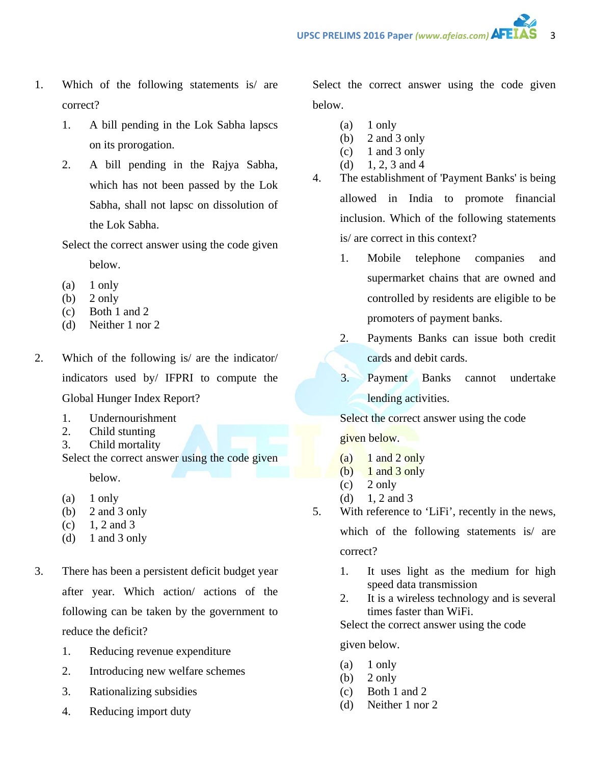1. Which of the following statements is/ are correct?

    1. A bill pending in the Lok Sabha lapscs on its prorogation.
    2. A bill pending in the Rajya Sabha, which has not been passed by the Lok Sabha, shall not lapsc on dissolution of the Lok Sabha.

    Select the correct answer using the code given below.

    (a) 1 only
    (b) 2 only
    (c) Both 1 and 2
    (d) Neither 1 nor 2

2. Which of the following is/ are the indicator/ indicators used by/ IFPRI to compute the Global Hunger Index Report?

    1. Undernourishment
    2. Child stunting
    3. Child mortality

    Select the correct answer using the code given below.

    (a) 1 only
    (b) 2 and 3 only
    (c) 1, 2 and 3
    (d) 1 and 3 only

3. There has been a persistent deficit budget year after year. Which action/ actions of the following can be taken by the government to reduce the deficit?

    1. Reducing revenue expenditure
    2. Introducing new welfare schemes
    3. Rationalizing subsidies
    4. Reducing import duty

    Select the correct answer using the code given below.

    (a) 1 only
    (b) 2 and 3 only
    (c) 1 and 3 only
    (d) 1, 2, 3 and 4

4. The establishment of 'Payment Banks' is being allowed in India to promote financial inclusion. Which of the following statements is/ are correct in this context?

    1. Mobile telephone companies and supermarket chains that are owned and controlled by residents are eligible to be promoters of payment banks.
    2. Payments Banks can issue both credit cards and debit cards.
    3. Payment Banks cannot undertake lending activities.

    Select the correct answer using the code given below.

    (a) 1 and 2 only
    (b) 1 and 3 only
    (c) 2 only
    (d) 1, 2 and 3

5. With reference to 'LiFi', recently in the news, which of the following statements is/ are correct?

    1. It uses light as the medium for high speed data transmission
    2. It is a wireless technology and is several times faster than WiFi.

    Select the correct answer using the code given below.

    (a) 1 only
    (b) 2 only
    (c) Both 1 and 2
    (d) Neither 1 nor 2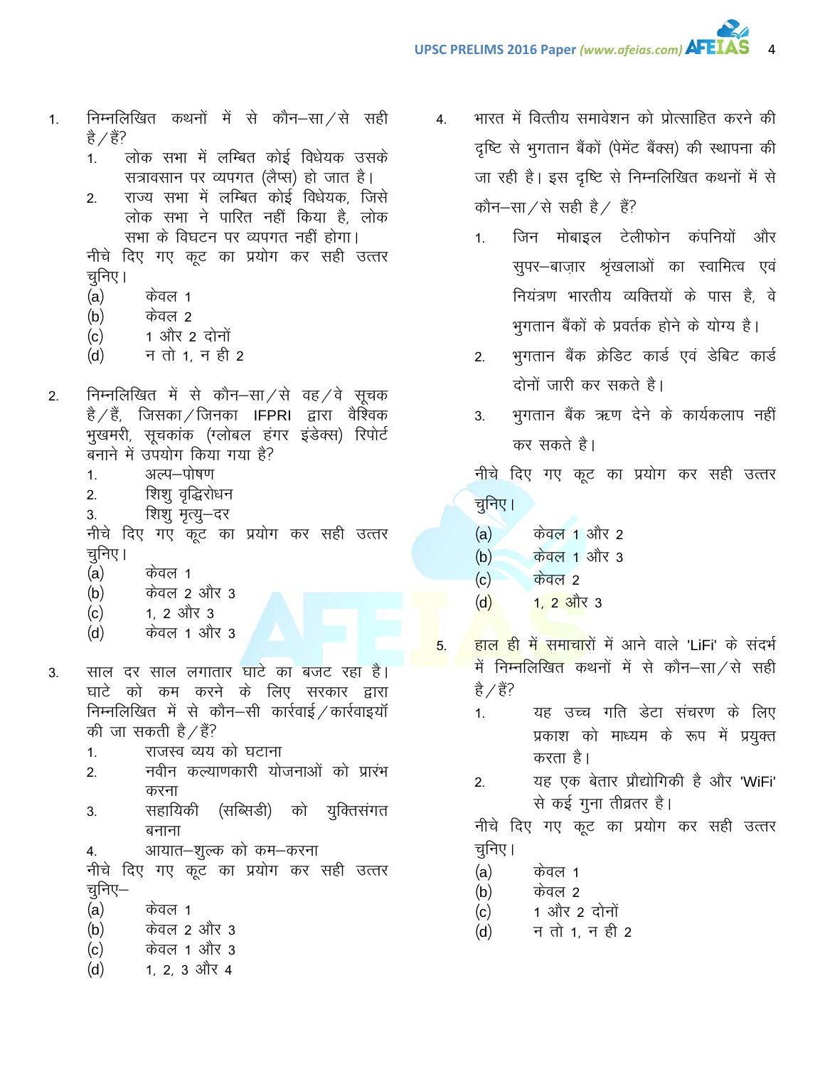1. निम्नलिखित कथनों में से कौन–सा/से सही है/हैं?
   1. लोक सभा में लम्बित कोई विधेयक उसके सत्रावसान पर व्यपगत (लैप्स) हो जात है।
   2. राज्य सभा में लम्बित कोई विधेयक, जिसे लोक सभा ने पारित नहीं किया है, लोक सभा के विघटन पर व्यपगत नहीं होगा।

   नीचे दिए गए कूट का प्रयोग कर सही उत्तर चुनिए।
   (a) केवल 1
   (b) केवल 2
   (c) 1 और 2 दोनों
   (d) न तो 1, न ही 2

2. निम्नलिखित में से कौन–सा/से वह/वे सूचक है/हैं, जिसका/जिनका IFPRI द्वारा वैश्विक भुखमरी, सूचकांक (ग्लोबल हंगर इंडेक्स) रिपोर्ट बनाने में उपयोग किया गया है?
   1. अल्प–पोषण
   2. शिशु वृद्धिरोधन
   3. शिशु मृत्यु–दर

   नीचे दिए गए कूट का प्रयोग कर सही उत्तर चुनिए।
   (a) केवल 1
   (b) केवल 2 और 3
   (c) 1, 2 और 3
   (d) केवल 1 और 3

3. साल दर साल लगातार घाटे का बजट रहा है। घाटे को कम करने के लिए सरकार द्वारा निम्नलिखित में से कौन–सी कार्रवाई/कार्रवाइयॉं की जा सकती है/हैं?
   1. राजस्व व्यय को घटाना
   2. नवीन कल्याणकारी योजनाओं को प्रारंभ करना
   3. सहायिकी (सब्सिडी) को युक्तिसंगत बनाना
   4. आयात–शुल्क को कम–करना

   नीचे दिए गए कूट का प्रयोग कर सही उत्तर चुनिए–
   (a) केवल 1
   (b) केवल 2 और 3
   (c) केवल 1 और 3
   (d) 1, 2, 3 और 4

4. भारत में वित्तीय समावेशन को प्रोत्साहित करने की दृष्टि से भुगतान बैंकों (पेमेंट बैंक्स) की स्थापना की जा रही है। इस दृष्टि से निम्नलिखित कथनों में से कौन–सा/से सही है/ हैं?
   1. जिन मोबाइल टेलीफोन कंपनियों और सुपर–बाज़ार श्रृंखलाओं का स्वामित्व एवं नियंत्रण भारतीय व्यक्तियों के पास है, वे भुगतान बैंकों के प्रवर्तक होने के योग्य है।
   2. भुगतान बैंक क्रेडिट कार्ड एवं डेबिट कार्ड दोनों जारी कर सकते है।
   3. भुगतान बैंक ऋण देने के कार्यकलाप नहीं कर सकते है।

   नीचे दिए गए कूट का प्रयोग कर सही उत्तर चुनिए।
   (a) केवल 1 और 2
   (b) केवल 1 और 3
   (c) केवल 2
   (d) 1, 2 और 3

5. हाल ही में समाचारों में आने वाले 'LiFi' के संदर्भ में निम्नलिखित कथनों में से कौन–सा/से सही है/हैं?
   1. यह उच्च गति डेटा संचरण के लिए प्रकाश को माध्यम के रूप में प्रयुक्त करता है।
   2. यह एक बेतार प्रौद्योगिकी है और 'WiFi' से कई गुना तीव्रतर है।

   नीचे दिए गए कूट का प्रयोग कर सही उत्तर चुनिए।
   (a) केवल 1
   (b) केवल 2
   (c) 1 और 2 दोनों
   (d) न तो 1, न ही 2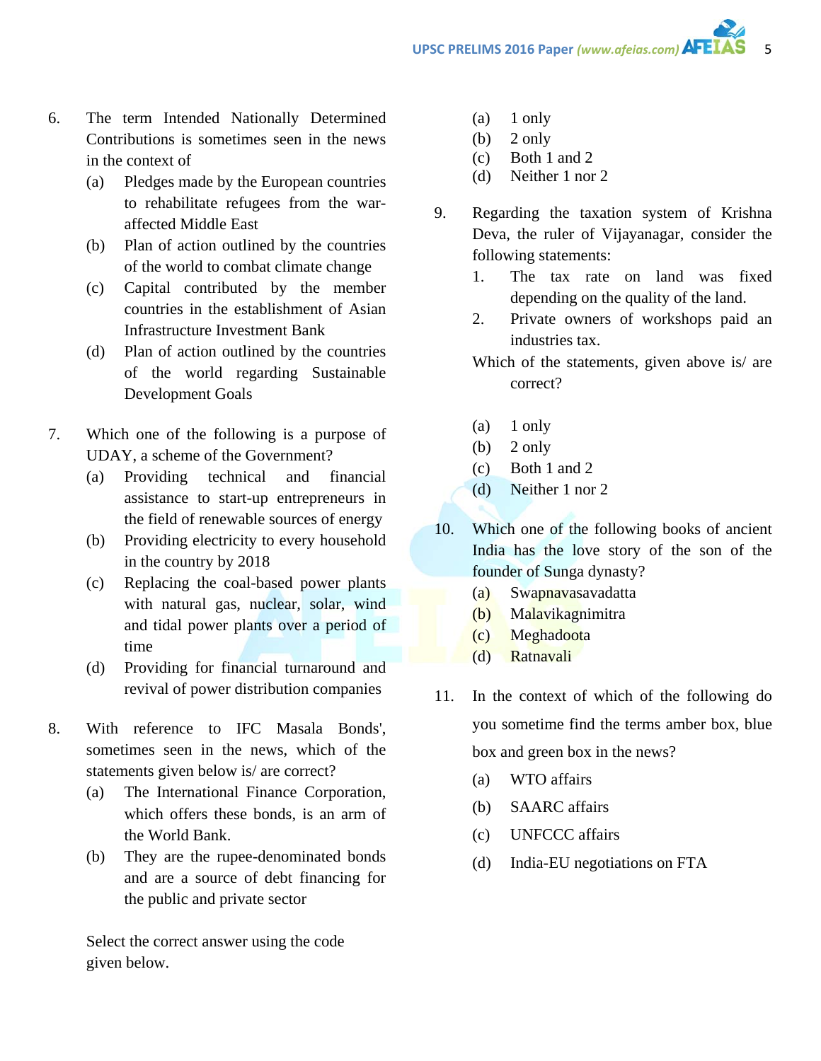6. The term Intended Nationally Determined Contributions is sometimes seen in the news in the context of
   - (a) Pledges made by the European countries to rehabilitate refugees from the war-affected Middle East
   - (b) Plan of action outlined by the countries of the world to combat climate change
   - (c) Capital contributed by the member countries in the establishment of Asian Infrastructure Investment Bank
   - (d) Plan of action outlined by the countries of the world regarding Sustainable Development Goals

7. Which one of the following is a purpose of UDAY, a scheme of the Government?
   - (a) Providing technical and financial assistance to start-up entrepreneurs in the field of renewable sources of energy
   - (b) Providing electricity to every household in the country by 2018
   - (c) Replacing the coal-based power plants with natural gas, nuclear, solar, wind and tidal power plants over a period of time
   - (d) Providing for financial turnaround and revival of power distribution companies

8. With reference to IFC Masala Bonds', sometimes seen in the news, which of the statements given below is/ are correct?
   - (a) The International Finance Corporation, which offers these bonds, is an arm of the World Bank.
   - (b) They are the rupee-denominated bonds and are a source of debt financing for the public and private sector

   Select the correct answer using the code given below.
   - (a) 1 only
   - (b) 2 only
   - (c) Both 1 and 2
   - (d) Neither 1 nor 2

9. Regarding the taxation system of Krishna Deva, the ruler of Vijayanagar, consider the following statements:
   1. The tax rate on land was fixed depending on the quality of the land.
   2. Private owners of workshops paid an industries tax.

   Which of the statements, given above is/ are correct?
   - (a) 1 only
   - (b) 2 only
   - (c) Both 1 and 2
   - (d) Neither 1 nor 2

10. Which one of the following books of ancient India has the love story of the son of the founder of Sunga dynasty?
    - (a) Swapnavasavadatta
    - (b) Malavikagnimitra
    - (c) Meghadoota
    - (d) Ratnavali

11. In the context of which of the following do you sometime find the terms amber box, blue box and green box in the news?
    - (a) WTO affairs
    - (b) SAARC affairs
    - (c) UNFCCC affairs
    - (d) India-EU negotiations on FTA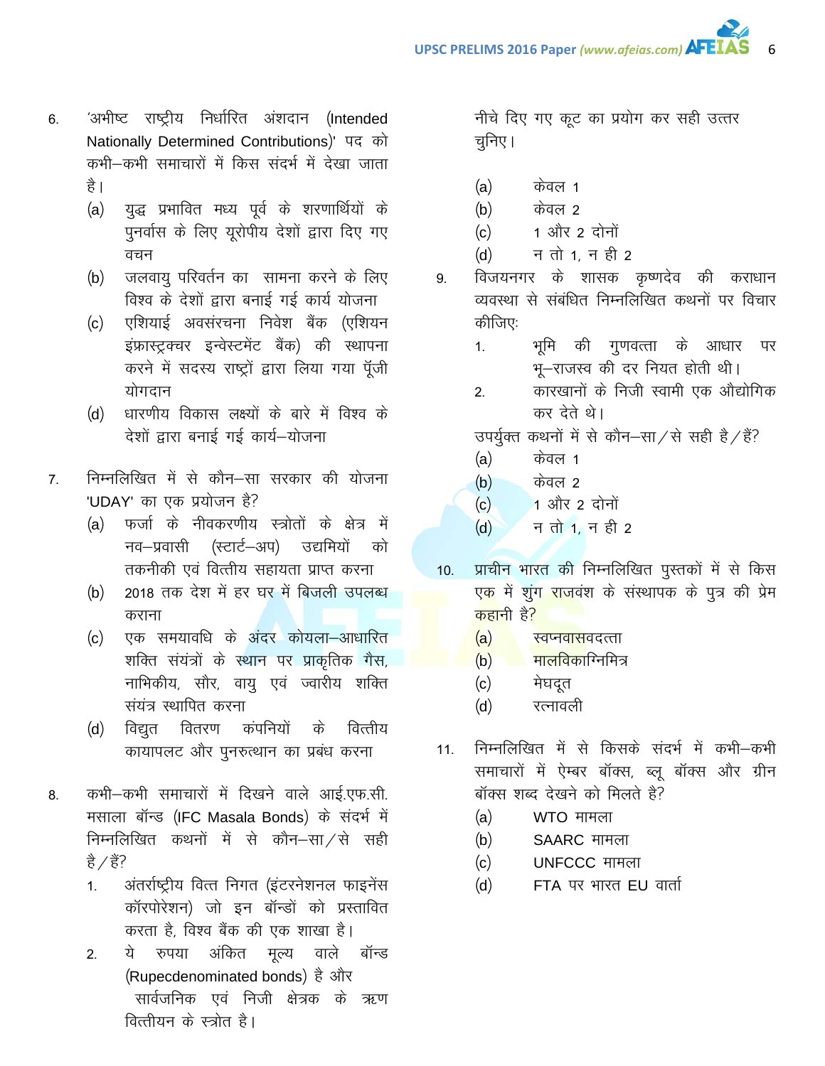6. 'अभीष्ट राष्ट्रीय निर्धारित अंशदान (Intended Nationally Determined Contributions)' पद को कभी–कभी समाचारों में किस संदर्भ में देखा जाता है।

   (a) युद्ध प्रभावित मध्य पूर्व के शरणार्थियों के पुनर्वास के लिए यूरोपीय देशों द्वारा दिए गए वचन

   (b) जलवायु परिवर्तन का सामना करने के लिए विश्व के देशों द्वारा बनाई गई कार्य योजना

   (c) एशियाई अवसंरचना निवेश बैंक (एशियन इंफ्रास्ट्रक्चर इन्वेस्टमेंट बैंक) की स्थापना करने में सदस्य राष्ट्रों द्वारा लिया गया पूँजी योगदान

   (d) धारणीय विकास लक्ष्यों के बारे में विश्व के देशों द्वारा बनाई गई कार्य–योजना

7. निम्नलिखित में से कौन–सा सरकार की योजना 'UDAY' का एक प्रयोजन है?

   (a) फर्जा के नीवकरणीय स्त्रोतों के क्षेत्र में नव–प्रवासी (स्टार्ट–अप) उद्यमियों को तकनीकी एवं वित्तीय सहायता प्राप्त करना

   (b) 2018 तक देश में हर घर में बिजली उपलब्ध कराना

   (c) एक समयावधि के अंदर कोयला–आधारित शक्ति संयंत्रों के स्थान पर प्राकृतिक गैस, नाभिकीय, सौर, वायु एवं ज्वारीय शक्ति संयंत्र स्थापित करना

   (d) विद्युत वितरण कंपनियों के वित्तीय कायापलट और पुनरुत्थान का प्रबंध करना

8. कभी–कभी समाचारों में दिखने वाले आई.एफ.सी. मसाला बॉन्ड (IFC Masala Bonds) के संदर्भ में निम्नलिखित कथनों में से कौन–सा/से सही है/हैं?

   1. अंतर्राष्ट्रीय वित्त निगत (इंटरनेशनल फाइनेंस कॉरपोरेशन) जो इन बॉन्डों को प्रस्तावित करता है, विश्व बैंक की एक शाखा है।

   2. ये रुपया अंकित मूल्य वाले बॉन्ड (Rupecdenominated bonds) है और सार्वजनिक एवं निजी क्षेत्रक के ऋण वित्तीयन के स्त्रोत है।

   नीचे दिए गए कूट का प्रयोग कर सही उत्तर चुनिए।

   (a) केवल 1

   (b) केवल 2

   (c) 1 और 2 दोनों

   (d) न तो 1, न ही 2

9. विजयनगर के शासक कृष्णदेव की कराधान व्यवस्था से संबंधित निम्नलिखित कथनों पर विचार कीजिए:

   1. भूमि की गुणवत्ता के आधार पर भू–राजस्व की दर नियत होती थी।

   2. कारखानों के निजी स्वामी एक औद्योगिक कर देते थे।

   उपर्युक्त कथनों में से कौन–सा/से सही है/हैं?

   (a) केवल 1

   (b) केवल 2

   (c) 1 और 2 दोनों

   (d) न तो 1, न ही 2

10. प्राचीन भारत की निम्नलिखित पुस्तकों में से किस एक में शुंग राजवंश के संस्थापक के पुत्र की प्रेम कहानी है?

    (a) स्वप्नवासवदत्ता

    (b) मालविकाग्निमित्र

    (c) मेघदूत

    (d) रत्नावली

11. निम्नलिखित में से किसके संदर्भ में कभी–कभी समाचारों में ऐम्बर बॉक्स, ब्लू बॉक्स और ग्रीन बॉक्स शब्द देखने को मिलते है?

    (a) WTO मामला

    (b) SAARC मामला

    (c) UNFCCC मामला

    (d) FTA पर भारत EU वार्ता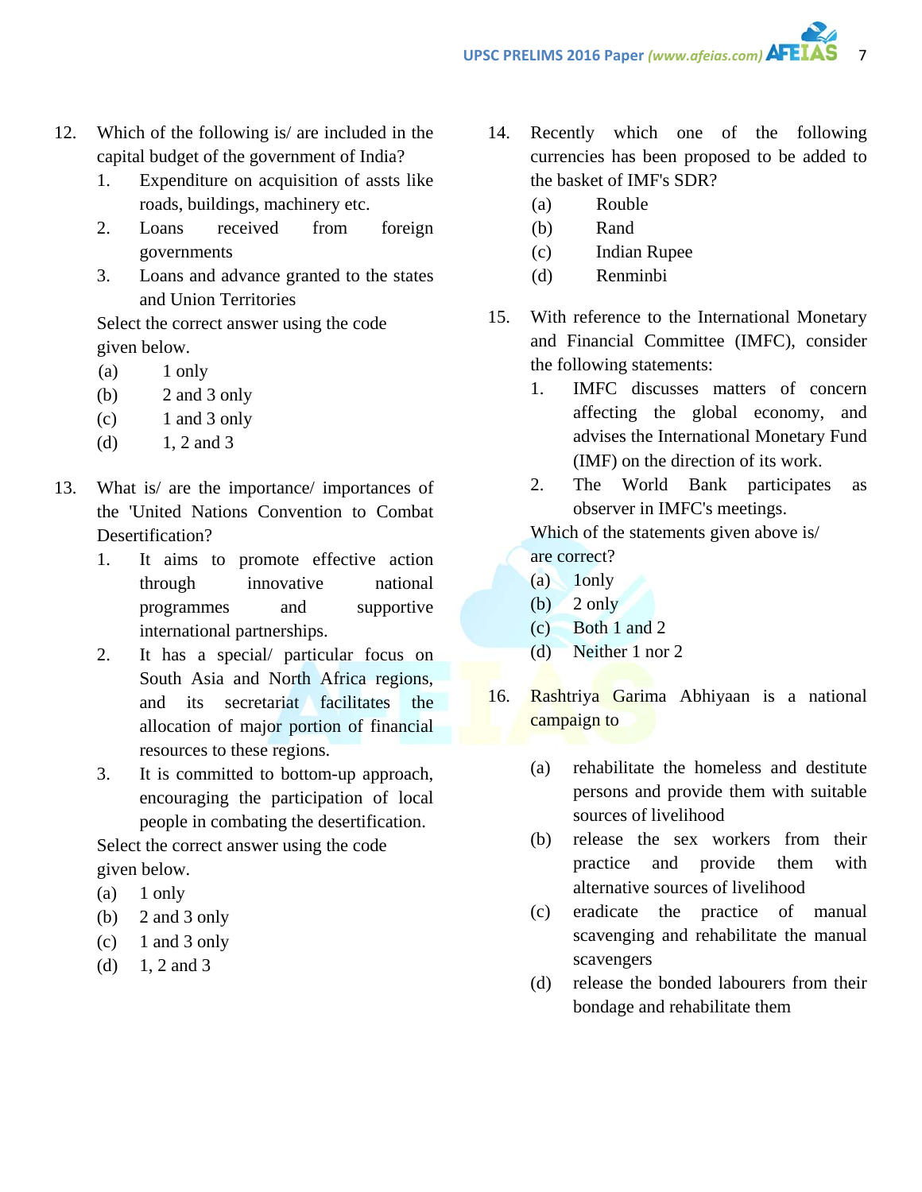12. Which of the following is/ are included in the capital budget of the government of India?
    1. Expenditure on acquisition of assts like roads, buildings, machinery etc.
    2. Loans received from foreign governments
    3. Loans and advance granted to the states and Union Territories

    Select the correct answer using the code given below.
    (a) 1 only
    (b) 2 and 3 only
    (c) 1 and 3 only
    (d) 1, 2 and 3

13. What is/ are the importance/ importances of the 'United Nations Convention to Combat Desertification?
    1. It aims to promote effective action through innovative national programmes and supportive international partnerships.
    2. It has a special/ particular focus on South Asia and North Africa regions, and its secretariat facilitates the allocation of major portion of financial resources to these regions.
    3. It is committed to bottom-up approach, encouraging the participation of local people in combating the desertification.

    Select the correct answer using the code given below.
    (a) 1 only
    (b) 2 and 3 only
    (c) 1 and 3 only
    (d) 1, 2 and 3

14. Recently which one of the following currencies has been proposed to be added to the basket of IMF's SDR?
    (a) Rouble
    (b) Rand
    (c) Indian Rupee
    (d) Renminbi

15. With reference to the International Monetary and Financial Committee (IMFC), consider the following statements:
    1. IMFC discusses matters of concern affecting the global economy, and advises the International Monetary Fund (IMF) on the direction of its work.
    2. The World Bank participates as observer in IMFC's meetings.

    Which of the statements given above is/ are correct?
    (a) 1only
    (b) 2 only
    (c) Both 1 and 2
    (d) Neither 1 nor 2

16. Rashtriya Garima Abhiyaan is a national campaign to
    (a) rehabilitate the homeless and destitute persons and provide them with suitable sources of livelihood
    (b) release the sex workers from their practice and provide them with alternative sources of livelihood
    (c) eradicate the practice of manual scavenging and rehabilitate the manual scavengers
    (d) release the bonded labourers from their bondage and rehabilitate them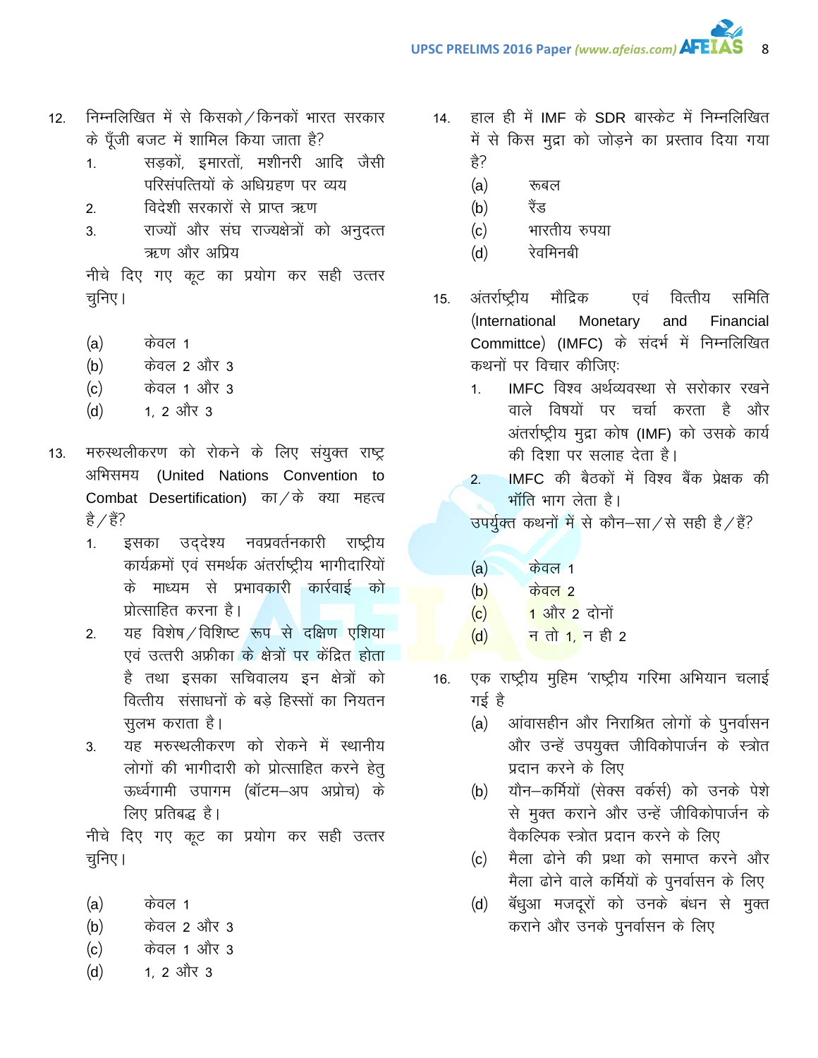12. निम्नलिखित में से किसको/किनको भारत सरकार के पूँजी बजट में शामिल किया जाता है?
    1. सड़कों, इमारतों, मशीनरी आदि जैसी परिसंपत्तियों के अधिग्रहण पर व्यय
    2. विदेशी सरकारों से प्राप्त ऋण
    3. राज्यों और संघ राज्यक्षेत्रों को अनुदत्त ऋण और अग्रिम

    नीचे दिए गए कूट का प्रयोग कर सही उत्तर चुनिए।

    (a) केवल 1
    (b) केवल 2 और 3
    (c) केवल 1 और 3
    (d) 1, 2 और 3

13. मरुस्थलीकरण को रोकने के लिए संयुक्त राष्ट्र अभिसमय (United Nations Convention to Combat Desertification) का/के क्या महत्व है/हैं?
    1. इसका उद्देश्य नवप्रवर्तनकारी राष्ट्रीय कार्यक्रमों एवं समर्थक अंतर्राष्ट्रीय भागीदारियों के माध्यम से प्रभावकारी कार्रवाई को प्रोत्साहित करना है।
    2. यह विशेष/विशिष्ट रूप से दक्षिण एशिया एवं उत्तरी अफ्रीका के क्षेत्रों पर केंद्रित होता है तथा इसका सचिवालय इन क्षेत्रों को वित्तीय संसाधनों के बड़े हिस्सों का नियतन सुलभ कराता है।
    3. यह मरुस्थलीकरण को रोकने में स्थानीय लोगों की भागीदारी को प्रोत्साहित करने हेतु ऊर्ध्वगामी उपागम (बॉटम–अप अप्रोच) के लिए प्रतिबद्ध है।

    नीचे दिए गए कूट का प्रयोग कर सही उत्तर चुनिए।

    (a) केवल 1
    (b) केवल 2 और 3
    (c) केवल 1 और 3
    (d) 1, 2 और 3

14. हाल ही में IMF के SDR बास्केट में निम्नलिखित में से किस मुद्रा को जोड़ने का प्रस्ताव दिया गया है?

    (a) रूबल
    (b) रैंड
    (c) भारतीय रुपया
    (d) रेवमिनबी

15. अंतर्राष्ट्रीय मौद्रिक एवं वित्तीय समिति (International Monetary and Financial Committce) (IMFC) के संदर्भ में निम्नलिखित कथनों पर विचार कीजिए:
    1. IMFC विश्व अर्थव्यवस्था से सरोकार रखने वाले विषयों पर चर्चा करता है और अंतर्राष्ट्रीय मुद्रा कोष (IMF) को उसके कार्य की दिशा पर सलाह देता है।
    2. IMFC की बैठकों में विश्व बैंक प्रेक्षक की भाँति भाग लेता है।

    उपर्युक्त कथनों में से कौन–सा/से सही है/हैं?

    (a) केवल 1
    (b) केवल 2
    (c) 1 और 2 दोनों
    (d) न तो 1, न ही 2

16. एक राष्ट्रीय मुहिम 'राष्ट्रीय गरिमा अभियान चलाई गई है

    (a) आंवासहीन और निराश्रित लोगों के पुनर्वासन और उन्हें उपयुक्त जीविकोपार्जन के स्त्रोत प्रदान करने के लिए
    (b) यौन–कर्मियों (सेक्स वर्कर्स) को उनके पेशे से मुक्त कराने और उन्हें जीविकोपार्जन के वैकल्पिक स्त्रोत प्रदान करने के लिए
    (c) मैला ढोने की प्रथा को समाप्त करने और मैला ढोने वाले कर्मियों के पुनर्वासन के लिए
    (d) बँधुआ मजदूरों को उनके बंधन से मुक्त कराने और उनके पुनर्वासन के लिए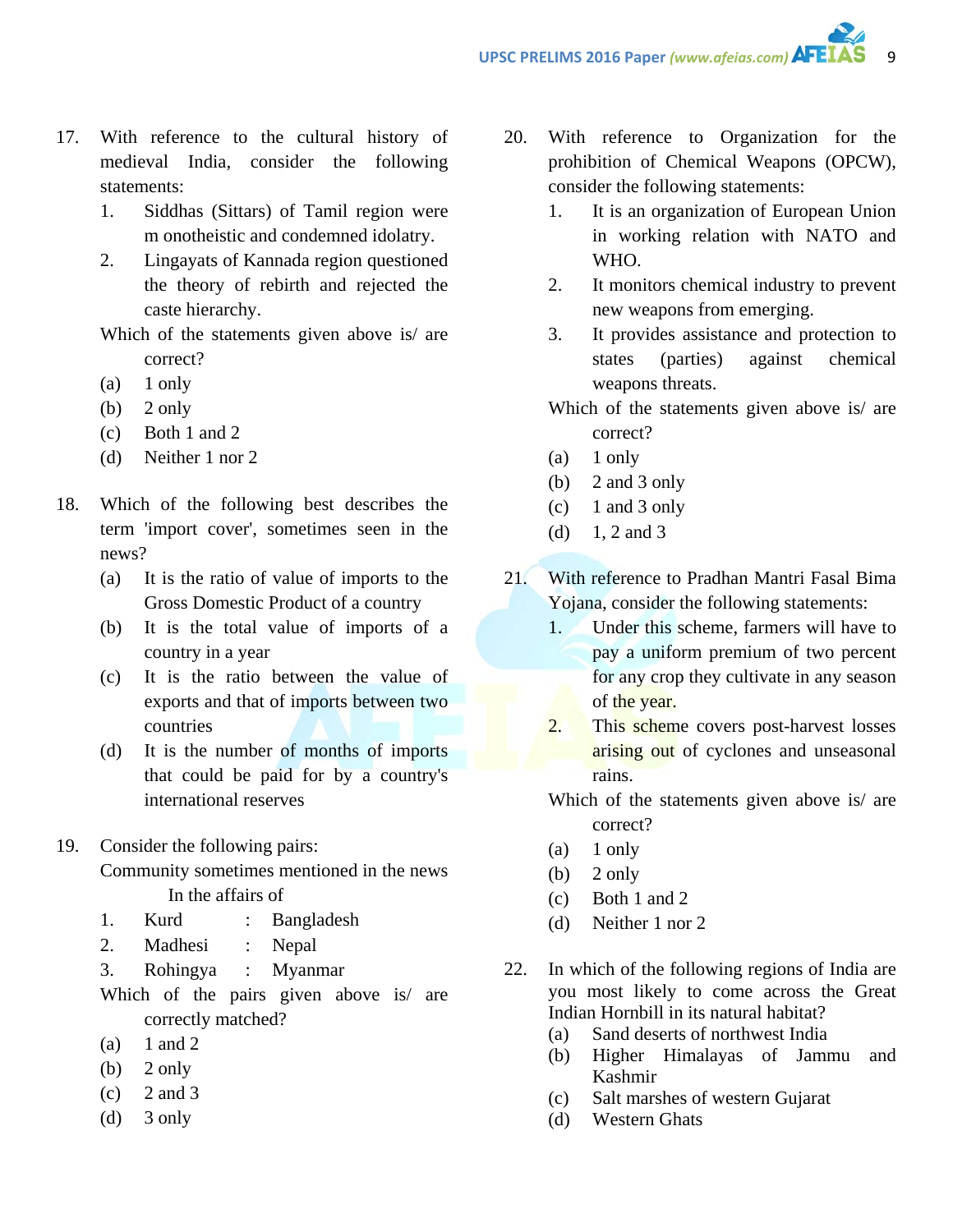17. With reference to the cultural history of medieval India, consider the following statements:
    1. Siddhas (Sittars) of Tamil region were m onotheistic and condemned idolatry.
    2. Lingayats of Kannada region questioned the theory of rebirth and rejected the caste hierarchy.

    Which of the statements given above is/ are correct?
    - (a) 1 only
    - (b) 2 only
    - (c) Both 1 and 2
    - (d) Neither 1 nor 2

18. Which of the following best describes the term 'import cover', sometimes seen in the news?
    - (a) It is the ratio of value of imports to the Gross Domestic Product of a country
    - (b) It is the total value of imports of a country in a year
    - (c) It is the ratio between the value of exports and that of imports between two countries
    - (d) It is the number of months of imports that could be paid for by a country's international reserves

19. Consider the following pairs:

    Community sometimes mentioned in the news — In the affairs of
    1. Kurd : Bangladesh
    2. Madhesi : Nepal
    3. Rohingya : Myanmar

    Which of the pairs given above is/ are correctly matched?
    - (a) 1 and 2
    - (b) 2 only
    - (c) 2 and 3
    - (d) 3 only

20. With reference to Organization for the prohibition of Chemical Weapons (OPCW), consider the following statements:
    1. It is an organization of European Union in working relation with NATO and WHO.
    2. It monitors chemical industry to prevent new weapons from emerging.
    3. It provides assistance and protection to states (parties) against chemical weapons threats.

    Which of the statements given above is/ are correct?
    - (a) 1 only
    - (b) 2 and 3 only
    - (c) 1 and 3 only
    - (d) 1, 2 and 3

21. With reference to Pradhan Mantri Fasal Bima Yojana, consider the following statements:
    1. Under this scheme, farmers will have to pay a uniform premium of two percent for any crop they cultivate in any season of the year.
    2. This scheme covers post-harvest losses arising out of cyclones and unseasonal rains.

    Which of the statements given above is/ are correct?
    - (a) 1 only
    - (b) 2 only
    - (c) Both 1 and 2
    - (d) Neither 1 nor 2

22. In which of the following regions of India are you most likely to come across the Great Indian Hornbill in its natural habitat?
    - (a) Sand deserts of northwest India
    - (b) Higher Himalayas of Jammu and Kashmir
    - (c) Salt marshes of western Gujarat
    - (d) Western Ghats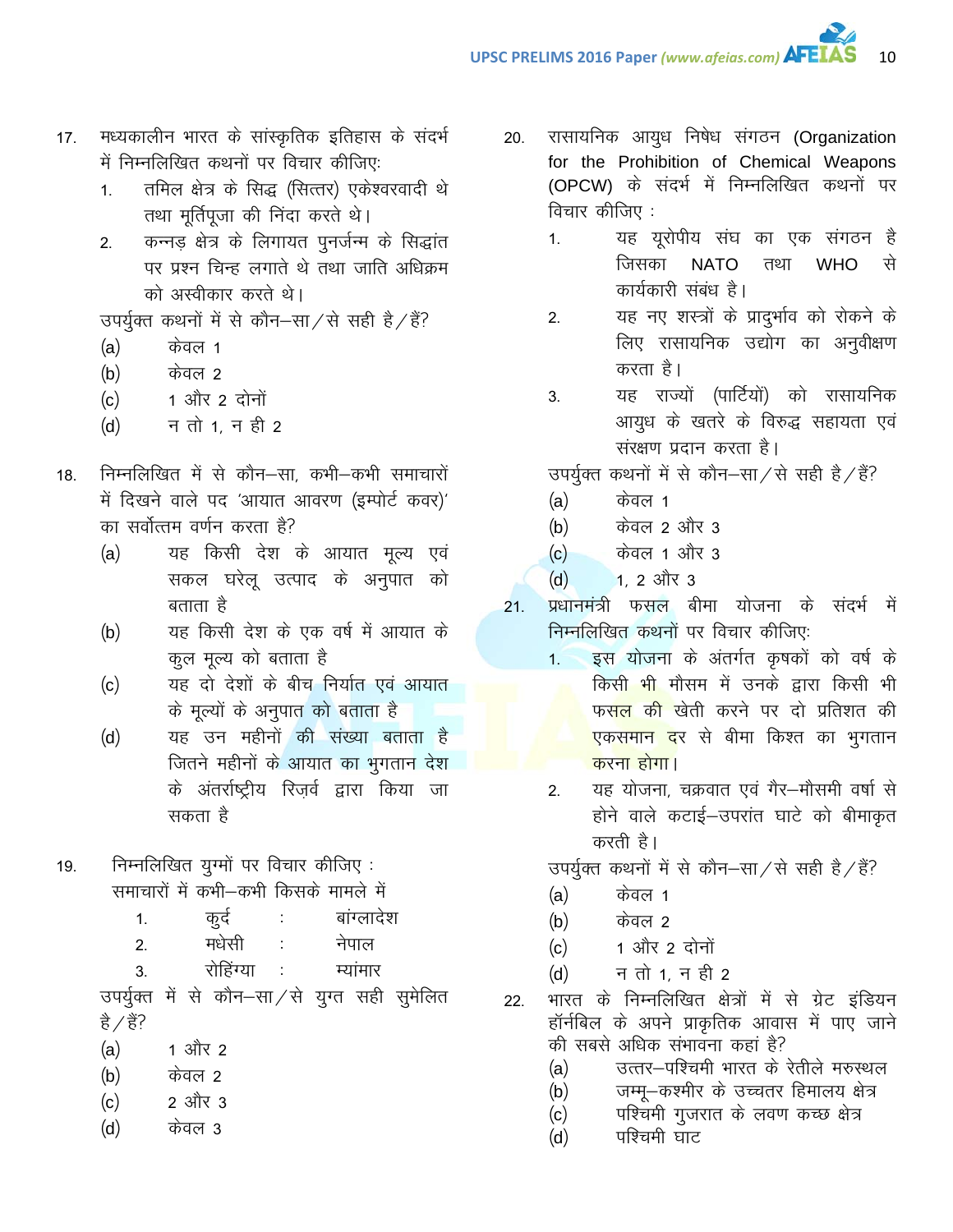17. मध्यकालीन भारत के सांस्कृतिक इतिहास के संदर्भ में निम्नलिखित कथनों पर विचार कीजिए:
    1. तमिल क्षेत्र के सिद्ध (सित्तर) एकेश्वरवादी थे तथा मूर्तिपूजा की निंदा करते थे।
    2. कन्नड़ क्षेत्र के लिंगायत पुनर्जन्म के सिद्धांत पर प्रश्न चिन्ह लगाते थे तथा जाति अधिक्रम को अस्वीकार करते थे।

    उपर्युक्त कथनों में से कौन–सा/से सही है/हैं?
    (a) केवल 1
    (b) केवल 2
    (c) 1 और 2 दोनों
    (d) न तो 1, न ही 2

18. निम्नलिखित में से कौन–सा, कभी–कभी समाचारों में दिखने वाले पद 'आयात आवरण (इम्पोर्ट कवर)' का सर्वोत्तम वर्णन करता है?
    (a) यह किसी देश के आयात मूल्य एवं सकल घरेलू उत्पाद के अनुपात को बताता है
    (b) यह किसी देश के एक वर्ष में आयात के कुल मूल्य को बताता है
    (c) यह दो देशों के बीच निर्यात एवं आयात के मूल्यों के अनुपात को बताता है
    (d) यह उन महीनों की संख्या बताता है जितने महीनों के आयात का भुगतान देश के अंतर्राष्ट्रीय रिज़र्व द्वारा किया जा सकता है

19. निम्नलिखित युग्मों पर विचार कीजिए :
    समाचारों में कभी–कभी किसके मामले में

    1. कुर्द : बांग्लादेश
    2. मधेसी : नेपाल
    3. रोहिंग्या : म्यांमार

    उपर्युक्त में से कौन–सा/से युग्त सही सुमेलित है/हैं?
    (a) 1 और 2
    (b) केवल 2
    (c) 2 और 3
    (d) केवल 3

20. रासायनिक आयुध निषेध संगठन (Organization for the Prohibition of Chemical Weapons (OPCW) के संदर्भ में निम्नलिखित कथनों पर विचार कीजिए :
    1. यह यूरोपीय संघ का एक संगठन है जिसका NATO तथा WHO से कार्यकारी संबंध है।
    2. यह नए शस्त्रों के प्रादुर्भाव को रोकने के लिए रासायनिक उद्योग का अनुवीक्षण करता है।
    3. यह राज्यों (पार्टियों) को रासायनिक आयुध के खतरे के विरुद्ध सहायता एवं संरक्षण प्रदान करता है।

    उपर्युक्त कथनों में से कौन–सा/से सही है/हैं?
    (a) केवल 1
    (b) केवल 2 और 3
    (c) केवल 1 और 3
    (d) 1, 2 और 3

21. प्रधानमंत्री फसल बीमा योजना के संदर्भ में निम्नलिखित कथनों पर विचार कीजिए:
    1. इस योजना के अंतर्गत कृषकों को वर्ष के किसी भी मौसम में उनके द्वारा किसी भी फसल की खेती करने पर दो प्रतिशत की एकसमान दर से बीमा किश्त का भुगतान करना होगा।
    2. यह योजना, चक्रवात एवं गैर–मौसमी वर्षा से होने वाले कटाई–उपरांत घाटे को बीमाकृत करती है।

    उपर्युक्त कथनों में से कौन–सा/से सही है/हैं?
    (a) केवल 1
    (b) केवल 2
    (c) 1 और 2 दोनों
    (d) न तो 1, न ही 2

22. भारत के निम्नलिखित क्षेत्रों में से ग्रेट इंडियन हॉर्नबिल के अपने प्राकृतिक आवास में पाए जाने की सबसे अधिक संभावना कहां है?
    (a) उत्तर–पश्चिमी भारत के रेतीले मरुस्थल
    (b) जम्मू–कश्मीर के उच्चतर हिमालय क्षेत्र
    (c) पश्चिमी गुजरात के लवण कच्छ क्षेत्र
    (d) पश्चिमी घाट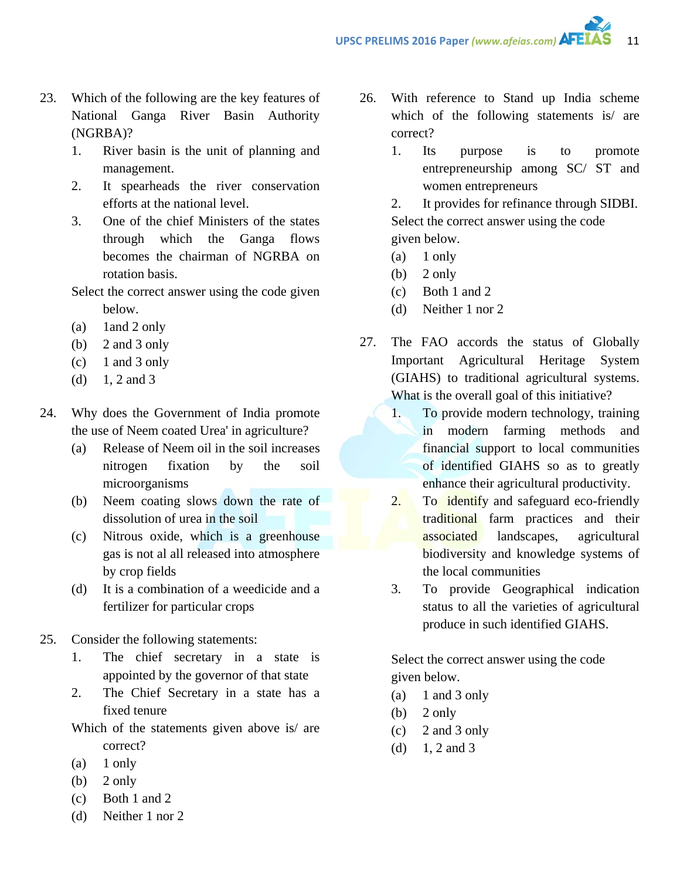23. Which of the following are the key features of National Ganga River Basin Authority (NGRBA)?
    1. River basin is the unit of planning and management.
    2. It spearheads the river conservation efforts at the national level.
    3. One of the chief Ministers of the states through which the Ganga flows becomes the chairman of NGRBA on rotation basis.

    Select the correct answer using the code given below.
    (a) 1and 2 only
    (b) 2 and 3 only
    (c) 1 and 3 only
    (d) 1, 2 and 3

24. Why does the Government of India promote the use of Neem coated Urea' in agriculture?
    (a) Release of Neem oil in the soil increases nitrogen fixation by the soil microorganisms
    (b) Neem coating slows down the rate of dissolution of urea in the soil
    (c) Nitrous oxide, which is a greenhouse gas is not al all released into atmosphere by crop fields
    (d) It is a combination of a weedicide and a fertilizer for particular crops

25. Consider the following statements:
    1. The chief secretary in a state is appointed by the governor of that state
    2. The Chief Secretary in a state has a fixed tenure

    Which of the statements given above is/ are correct?
    (a) 1 only
    (b) 2 only
    (c) Both 1 and 2
    (d) Neither 1 nor 2

26. With reference to Stand up India scheme which of the following statements is/ are correct?
    1. Its purpose is to promote entrepreneurship among SC/ ST and women entrepreneurs
    2. It provides for refinance through SIDBI.

    Select the correct answer using the code given below.
    (a) 1 only
    (b) 2 only
    (c) Both 1 and 2
    (d) Neither 1 nor 2

27. The FAO accords the status of Globally Important Agricultural Heritage System (GIAHS) to traditional agricultural systems. What is the overall goal of this initiative?
    1. To provide modern technology, training in modern farming methods and financial support to local communities of identified GIAHS so as to greatly enhance their agricultural productivity.
    2. To identify and safeguard eco-friendly traditional farm practices and their associated landscapes, agricultural biodiversity and knowledge systems of the local communities
    3. To provide Geographical indication status to all the varieties of agricultural produce in such identified GIAHS.

    Select the correct answer using the code given below.
    (a) 1 and 3 only
    (b) 2 only
    (c) 2 and 3 only
    (d) 1, 2 and 3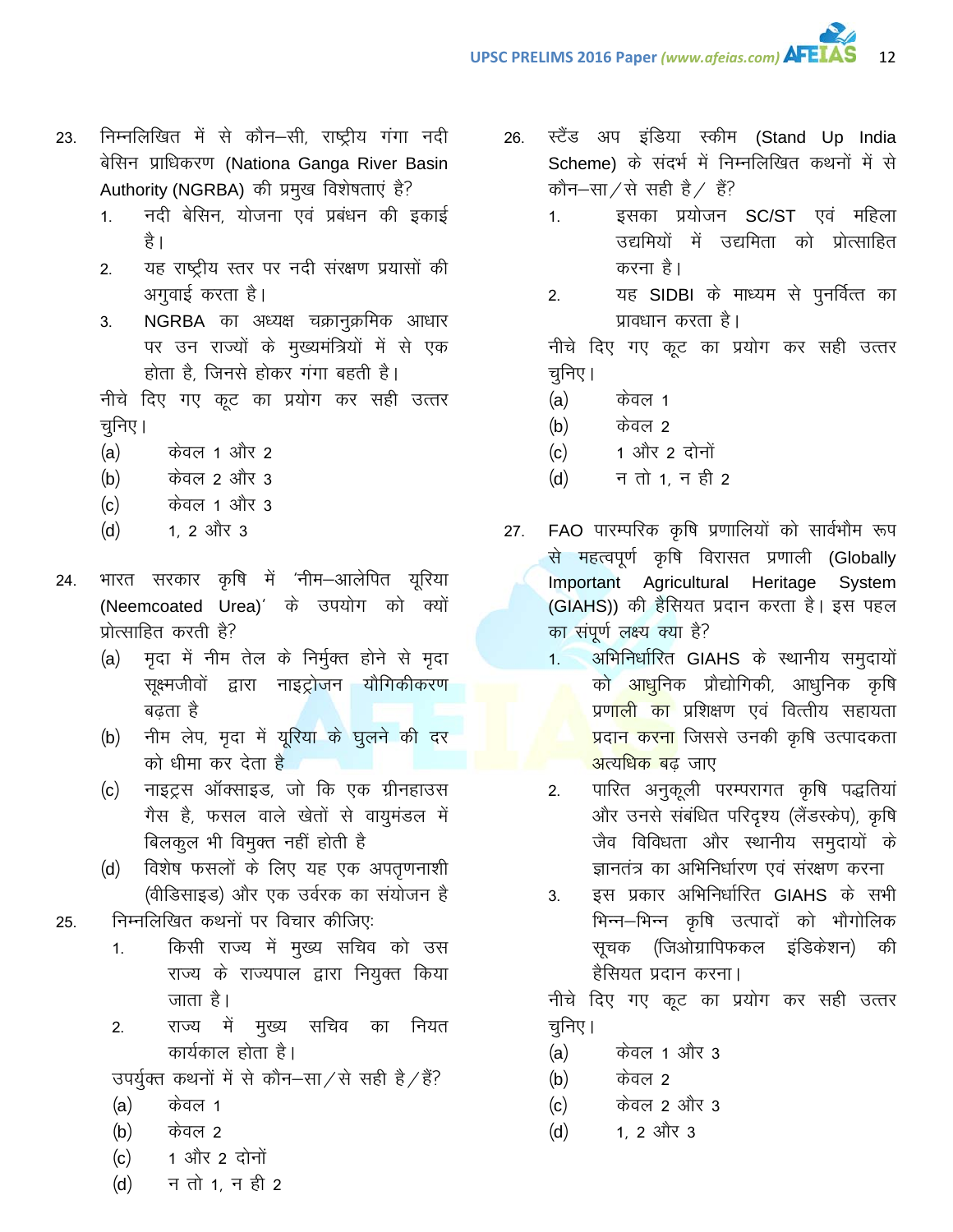23. निम्नलिखित में से कौन–सी, राष्ट्रीय गंगा नदी बेसिन प्राधिकरण (Nationa Ganga River Basin Authority (NGRBA) की प्रमुख विशेषताएं है?
    1. नदी बेसिन, योजना एवं प्रबंधन की इकाई है।
    2. यह राष्ट्रीय स्तर पर नदी संरक्षण प्रयासों की अगुवाई करता है।
    3. NGRBA का अध्यक्ष चक्रानुक्रमिक आधार पर उन राज्यों के मुख्यमंत्रियों में से एक होता है, जिनसे होकर गंगा बहती है।

    नीचे दिए गए कूट का प्रयोग कर सही उत्तर चुनिए।
    (a) केवल 1 और 2
    (b) केवल 2 और 3
    (c) केवल 1 और 3
    (d) 1, 2 और 3

24. भारत सरकार कृषि में 'नीम–आलेपित यूरिया (Neemcoated Urea)' के उपयोग को क्यों प्रोत्साहित करती है?
    (a) मृदा में नीम तेल के निर्मुक्त होने से मृदा सूक्ष्मजीवों द्वारा नाइट्रोजन यौगिकीकरण बढ़ता है
    (b) नीम लेप, मृदा में यूरिया के घुलने की दर को धीमा कर देता है
    (c) नाइट्रस ऑक्साइड, जो कि एक ग्रीनहाउस गैस है, फसल वाले खेतों से वायुमंडल में बिलकुल भी विमुक्त नहीं होती है
    (d) विशेष फसलों के लिए यह एक अपतृणनाशी (वीडिसाइड) और एक उर्वरक का संयोजन है

25. निम्नलिखित कथनों पर विचार कीजिए:
    1. किसी राज्य में मुख्य सचिव को उस राज्य के राज्यपाल द्वारा नियुक्त किया जाता है।
    2. राज्य में मुख्य सचिव का नियत कार्यकाल होता है।

    उपर्युक्त कथनों में से कौन–सा/से सही है/हैं?
    (a) केवल 1
    (b) केवल 2
    (c) 1 और 2 दोनों
    (d) न तो 1, न ही 2

26. स्टैंड अप इंडिया स्कीम (Stand Up India Scheme) के संदर्भ में निम्नलिखित कथनों में से कौन–सा/से सही है/ हैं?
    1. इसका प्रयोजन SC/ST एवं महिला उद्यमियों में उद्यमिता को प्रोत्साहित करना है।
    2. यह SIDBI के माध्यम से पुनर्वित्त का प्रावधान करता है।

    नीचे दिए गए कूट का प्रयोग कर सही उत्तर चुनिए।
    (a) केवल 1
    (b) केवल 2
    (c) 1 और 2 दोनों
    (d) न तो 1, न ही 2

27. FAO पारम्परिक कृषि प्रणालियों को सार्वभौम रूप से महत्वपूर्ण कृषि विरासत प्रणाली (Globally Important Agricultural Heritage System (GIAHS)) की हैसियत प्रदान करता है। इस पहल का संपूर्ण लक्ष्य क्या है?
    1. अभिनिर्धारित GIAHS के स्थानीय समुदायों को आधुनिक प्रौद्योगिकी, आधुनिक कृषि प्रणाली का प्रशिक्षण एवं वित्तीय सहायता प्रदान करना जिससे उनकी कृषि उत्पादकता अत्यधिक बढ़ जाए
    2. पारित अनुकूली परम्परागत कृषि पद्धतियां और उनसे संबंधित परिदृश्य (लैंडस्केप), कृषि जैव विविधता और स्थानीय समुदायों के ज्ञानतंत्र का अभिनिर्धारण एवं संरक्षण करना
    3. इस प्रकार अभिनिर्धारित GIAHS के सभी भिन्न–भिन्न कृषि उत्पादों को भौगोलिक सूचक (जिओग्राफिकल इंडिकेशन) की हैसियत प्रदान करना।

    नीचे दिए गए कूट का प्रयोग कर सही उत्तर चुनिए।
    (a) केवल 1 और 3
    (b) केवल 2
    (c) केवल 2 और 3
    (d) 1, 2 और 3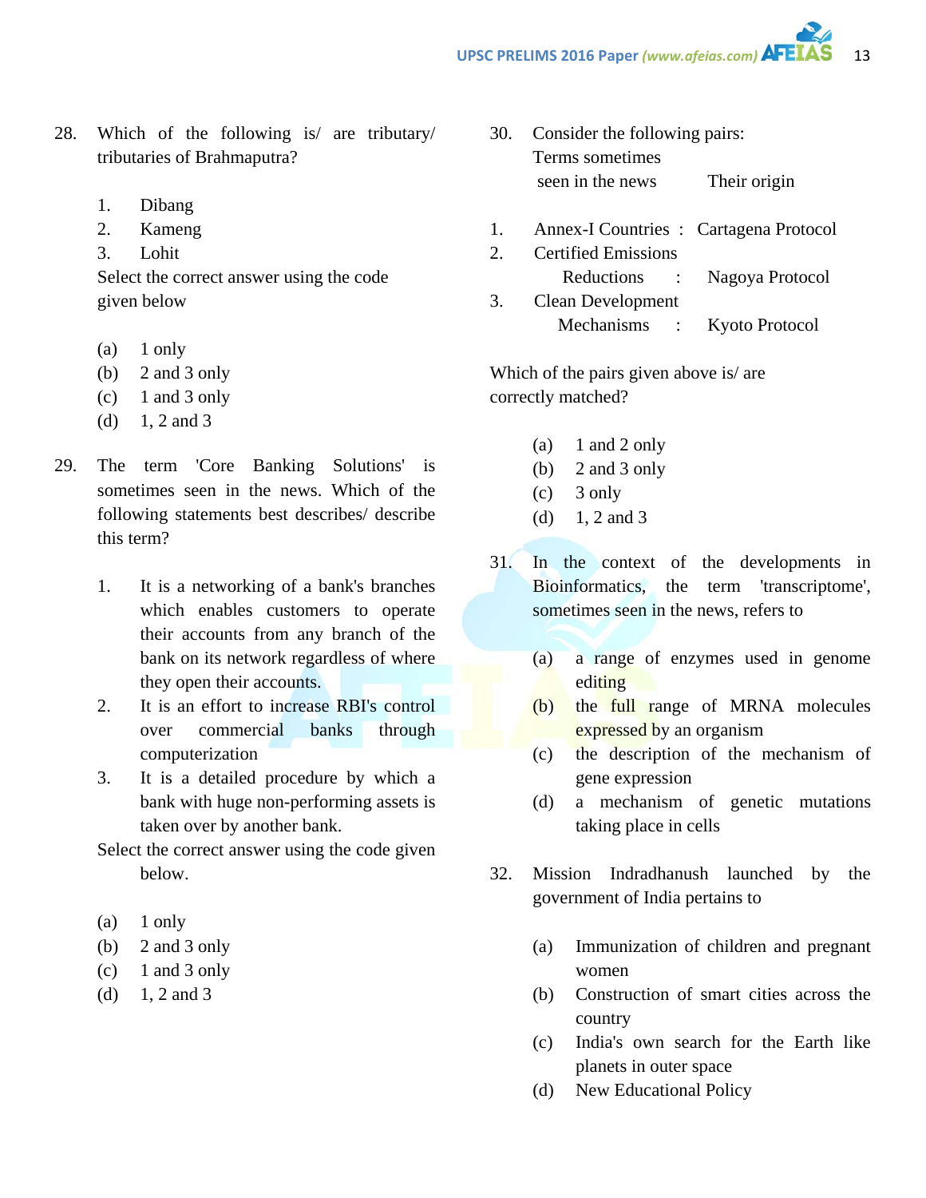28. Which of the following is/ are tributary/ tributaries of Brahmaputra?

    1. Dibang
    2. Kameng
    3. Lohit

    Select the correct answer using the code given below

    (a) 1 only
    (b) 2 and 3 only
    (c) 1 and 3 only
    (d) 1, 2 and 3

29. The term 'Core Banking Solutions' is sometimes seen in the news. Which of the following statements best describes/ describe this term?

    1. It is a networking of a bank's branches which enables customers to operate their accounts from any branch of the bank on its network regardless of where they open their accounts.
    2. It is an effort to increase RBI's control over commercial banks through computerization
    3. It is a detailed procedure by which a bank with huge non-performing assets is taken over by another bank.

    Select the correct answer using the code given below.

    (a) 1 only
    (b) 2 and 3 only
    (c) 1 and 3 only
    (d) 1, 2 and 3

30. Consider the following pairs:

| Terms sometimes seen in the news | | Their origin |
|---|---|---|
| 1. Annex-I Countries | : | Cartagena Protocol |
| 2. Certified Emissions Reductions | : | Nagoya Protocol |
| 3. Clean Development Mechanisms | : | Kyoto Protocol |

Which of the pairs given above is/ are correctly matched?

    (a) 1 and 2 only
    (b) 2 and 3 only
    (c) 3 only
    (d) 1, 2 and 3

31. In the context of the developments in Bioinformatics, the term 'transcriptome', sometimes seen in the news, refers to

    (a) a range of enzymes used in genome editing
    (b) the full range of MRNA molecules expressed by an organism
    (c) the description of the mechanism of gene expression
    (d) a mechanism of genetic mutations taking place in cells

32. Mission Indradhanush launched by the government of India pertains to

    (a) Immunization of children and pregnant women
    (b) Construction of smart cities across the country
    (c) India's own search for the Earth like planets in outer space
    (d) New Educational Policy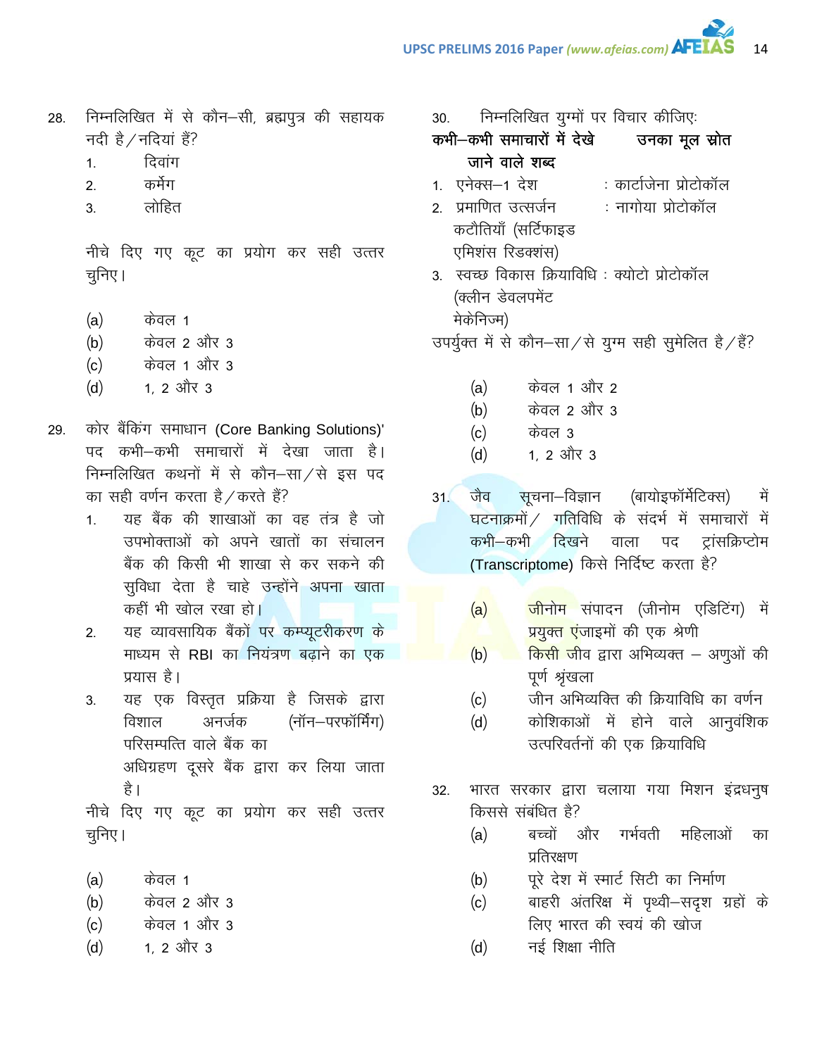28. निम्नलिखित में से कौन–सी, ब्रह्मपुत्र की सहायक नदी है/नदियां हैं?

1. दिवांग
2. कर्मेग
3. लोहित

नीचे दिए गए कूट का प्रयोग कर सही उत्तर चुनिए।

(a) केवल 1
(b) केवल 2 और 3
(c) केवल 1 और 3
(d) 1, 2 और 3

29. कोर बैंकिंग समाधान (Core Banking Solutions)' पद कभी–कभी समाचारों में देखा जाता है। निम्नलिखित कथनों में से कौन–सा/से इस पद का सही वर्णन करता है/करते हैं?

1. यह बैंक की शाखाओं का वह तंत्र है जो उपभोक्ताओं को अपने खातों का संचालन बैंक की किसी भी शाखा से कर सकने की सुविधा देता है चाहे उन्होंने अपना खाता कहीं भी खोल रखा हो।
2. यह व्यावसायिक बैंकों पर कम्प्यूटरीकरण के माध्यम से RBI का नियंत्रण बढ़ाने का एक प्रयास है।
3. यह एक विस्तृत प्रक्रिया है जिसके द्वारा विशाल अनर्जक (नॉन–परफॉर्मिंग) परिसम्पत्ति वाले बैंक का अधिग्रहण दूसरे बैंक द्वारा कर लिया जाता है।

नीचे दिए गए कूट का प्रयोग कर सही उत्तर चुनिए।

(a) केवल 1
(b) केवल 2 और 3
(c) केवल 1 और 3
(d) 1, 2 और 3

30. निम्नलिखित युग्मों पर विचार कीजिए:

| **कभी–कभी समाचारों में देखे जाने वाले शब्द** | **उनका मूल स्रोत** |
|---|---|
| 1. एनेक्स–1 देश | : कार्टाजेना प्रोटोकॉल |
| 2. प्रमाणित उत्सर्जन कटौतियाँ (सर्टिफाइड एमिशंस रिडक्शंस) | : नागोया प्रोटोकॉल |
| 3. स्वच्छ विकास क्रियाविधि (क्लीन डेवलपमेंट मेकेनिज्म) | : क्योटो प्रोटोकॉल |

उपर्युक्त में से कौन–सा/से युग्म सही सुमेलित है/हैं?

(a) केवल 1 और 2
(b) केवल 2 और 3
(c) केवल 3
(d) 1, 2 और 3

31. जैव सूचना–विज्ञान (बायोइफॉर्मेटिक्स) में घटनाक्रमों/ गतिविधि के संदर्भ में समाचारों में कभी–कभी दिखने वाला पद ट्रांसक्रिप्टोम (Transcriptome) किसे निर्दिष्ट करता है?

(a) जीनोम संपादन (जीनोम एडिटिंग) में प्रयुक्त एंजाइमों की एक श्रेणी
(b) किसी जीव द्वारा अभिव्यक्त – अणुओं की पूर्ण श्रृंखला
(c) जीन अभिव्यक्ति की क्रियाविधि का वर्णन
(d) कोशिकाओं में होने वाले आनुवंशिक उत्परिवर्तनों की एक क्रियाविधि

32. भारत सरकार द्वारा चलाया गया मिशन इंद्रधनुष किससे संबंधित है?

(a) बच्चों और गर्भवती महिलाओं का प्रतिरक्षण
(b) पूरे देश में स्मार्ट सिटी का निर्माण
(c) बाहरी अंतरिक्ष में पृथ्वी–सदृश ग्रहों के लिए भारत की स्वयं की खोज
(d) नई शिक्षा नीति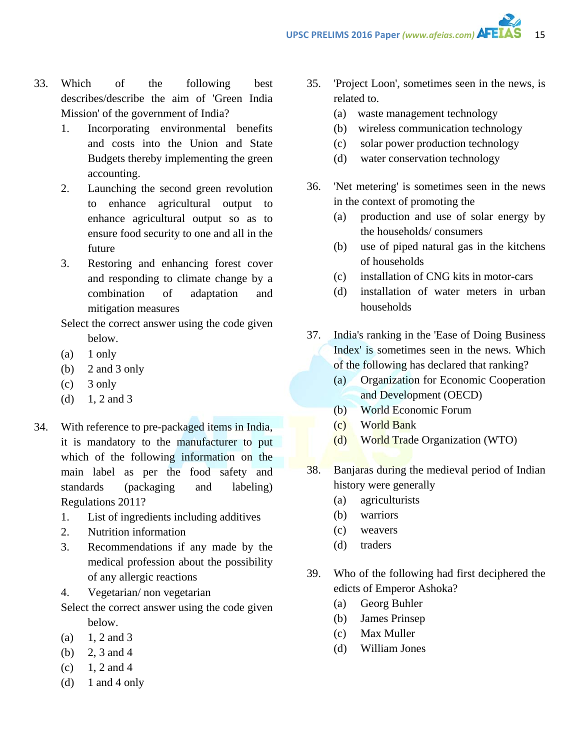33. Which of the following best describes/describe the aim of 'Green India Mission' of the government of India?

    1. Incorporating environmental benefits and costs into the Union and State Budgets thereby implementing the green accounting.
    2. Launching the second green revolution to enhance agricultural output to enhance agricultural output so as to ensure food security to one and all in the future
    3. Restoring and enhancing forest cover and responding to climate change by a combination of adaptation and mitigation measures

    Select the correct answer using the code given below.

    (a) 1 only
    (b) 2 and 3 only
    (c) 3 only
    (d) 1, 2 and 3

34. With reference to pre-packaged items in India, it is mandatory to the manufacturer to put which of the following information on the main label as per the food safety and standards (packaging and labeling) Regulations 2011?

    1. List of ingredients including additives
    2. Nutrition information
    3. Recommendations if any made by the medical profession about the possibility of any allergic reactions
    4. Vegetarian/ non vegetarian

    Select the correct answer using the code given below.

    (a) 1, 2 and 3
    (b) 2, 3 and 4
    (c) 1, 2 and 4
    (d) 1 and 4 only

35. 'Project Loon', sometimes seen in the news, is related to.

    (a) waste management technology
    (b) wireless communication technology
    (c) solar power production technology
    (d) water conservation technology

36. 'Net metering' is sometimes seen in the news in the context of promoting the

    (a) production and use of solar energy by the households/ consumers
    (b) use of piped natural gas in the kitchens of households
    (c) installation of CNG kits in motor-cars
    (d) installation of water meters in urban households

37. India's ranking in the 'Ease of Doing Business Index' is sometimes seen in the news. Which of the following has declared that ranking?

    (a) Organization for Economic Cooperation and Development (OECD)
    (b) World Economic Forum
    (c) World Bank
    (d) World Trade Organization (WTO)

38. Banjaras during the medieval period of Indian history were generally

    (a) agriculturists
    (b) warriors
    (c) weavers
    (d) traders

39. Who of the following had first deciphered the edicts of Emperor Ashoka?

    (a) Georg Buhler
    (b) James Prinsep
    (c) Max Muller
    (d) William Jones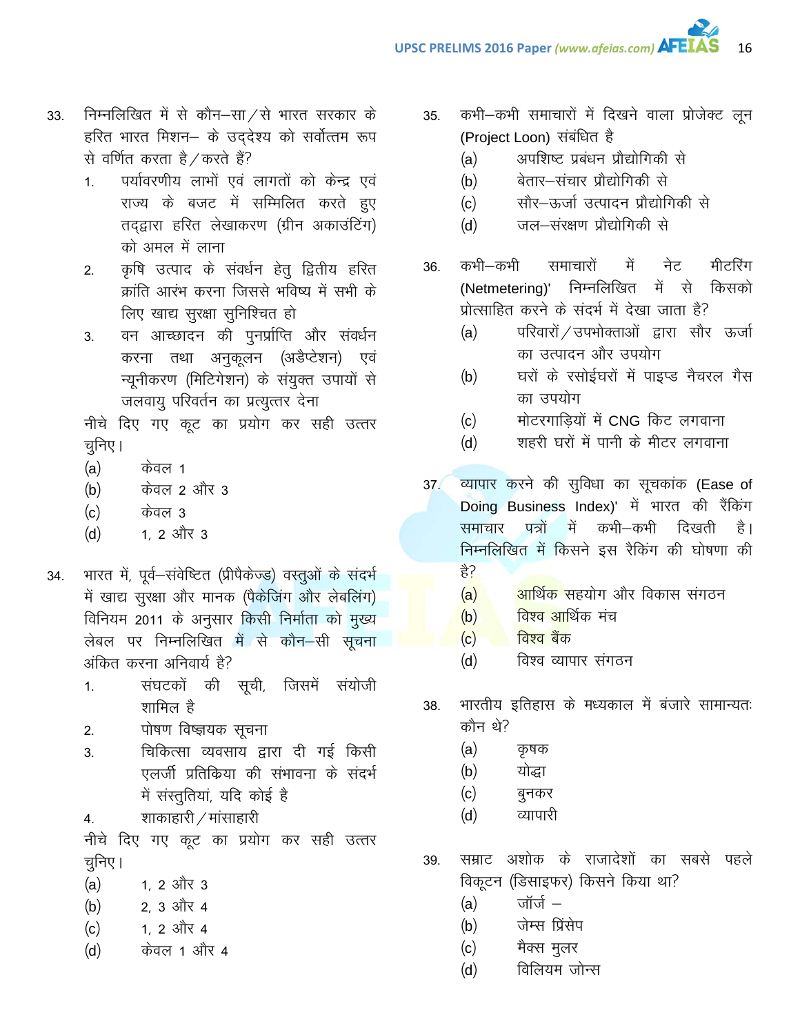33. निम्नलिखित में से कौन–सा/से भारत सरकार के हरित भारत मिशन– के उद्देश्य को सर्वोत्तम रूप से वर्णित करता है/करते हैं?

1. पर्यावरणीय लाभों एवं लागतों को केन्द्र एवं राज्य के बजट में सम्मिलित करते हुए तद्द्वारा हरित लेखाकरण (ग्रीन अकाउंटिंग) को अमल में लाना
2. कृषि उत्पाद के संवर्धन हेतु द्वितीय हरित क्रांति आरंभ करना जिससे भविष्य में सभी के लिए खाद्य सुरक्षा सुनिश्चित हो
3. वन आच्छादन की पुनर्प्राप्ति और संवर्धन करना तथा अनुकूलन (अडैप्टेशन) एवं न्यूनीकरण (मिटिगेशन) के संयुक्त उपायों से जलवायु परिवर्तन का प्रत्युत्तर देना

नीचे दिए गए कूट का प्रयोग कर सही उत्तर चुनिए।

(a) केवल 1
(b) केवल 2 और 3
(c) केवल 3
(d) 1, 2 और 3

34. भारत में, पूर्व–संवेष्टित (प्रीपैकेज्ड) वस्तुओं के संदर्भ में खाद्य सुरक्षा और मानक (पैकेजिंग और लेबलिंग) विनियम 2011 के अनुसार किसी निर्माता को मुख्य लेबल पर निम्नलिखित में से कौन–सी सूचना अंकित करना अनिवार्य है?

1. संघटकों की सूची, जिसमें संयोजी शामिल है
2. पोषण विष्झयक सूचना
3. चिकित्सा व्यवसाय द्वारा दी गई किसी एलर्जी प्रतिक्रिया की संभावना के संदर्भ में संस्तुतियां, यदि कोई है
4. शाकाहारी/मांसाहारी

नीचे दिए गए कूट का प्रयोग कर सही उत्तर चुनिए।

(a) 1, 2 और 3
(b) 2, 3 और 4
(c) 1, 2 और 4
(d) केवल 1 और 4

35. कभी–कभी समाचारों में दिखने वाला प्रोजेक्ट लून (Project Loon) संबंधित है

(a) अपशिष्ट प्रबंधन प्रौद्योगिकी से
(b) बेतार–संचार प्रौद्योगिकी से
(c) सौर–ऊर्जा उत्पादन प्रौद्योगिकी से
(d) जल–संरक्षण प्रौद्योगिकी से

36. कभी–कभी समाचारों में नेट मीटरिंग (Netmetering)' निम्नलिखित में से किसको प्रोत्साहित करने के संदर्भ में देखा जाता है?

(a) परिवारों/उपभोक्ताओं द्वारा सौर ऊर्जा का उत्पादन और उपयोग
(b) घरों के रसोईघरों में पाइप्ड नैचरल गैस का उपयोग
(c) मोटरगाड़ियों में CNG किट लगवाना
(d) शहरी घरों में पानी के मीटर लगवाना

37. व्यापार करने की सुविधा का सूचकांक (Ease of Doing Business Index)' में भारत की रैंकिंग समाचार पत्रों में कभी–कभी दिखती है। निम्नलिखित में किसने इस रैकिंग की घोषणा की है?

(a) आर्थिक सहयोग और विकास संगठन
(b) विश्व आर्थिक मंच
(c) विश्व बैंक
(d) विश्व व्यापार संगठन

38. भारतीय इतिहास के मध्यकाल में बंजारे सामान्यतः कौन थे?

(a) कृषक
(b) योद्धा
(c) बुनकर
(d) व्यापारी

39. सम्राट अशोक के राजादेशों का सबसे पहले विकूटन (डिसाइफर) किसने किया था?

(a) जॉर्ज –
(b) जेम्स प्रिंसेप
(c) मैक्स मुलर
(d) विलियम जोन्स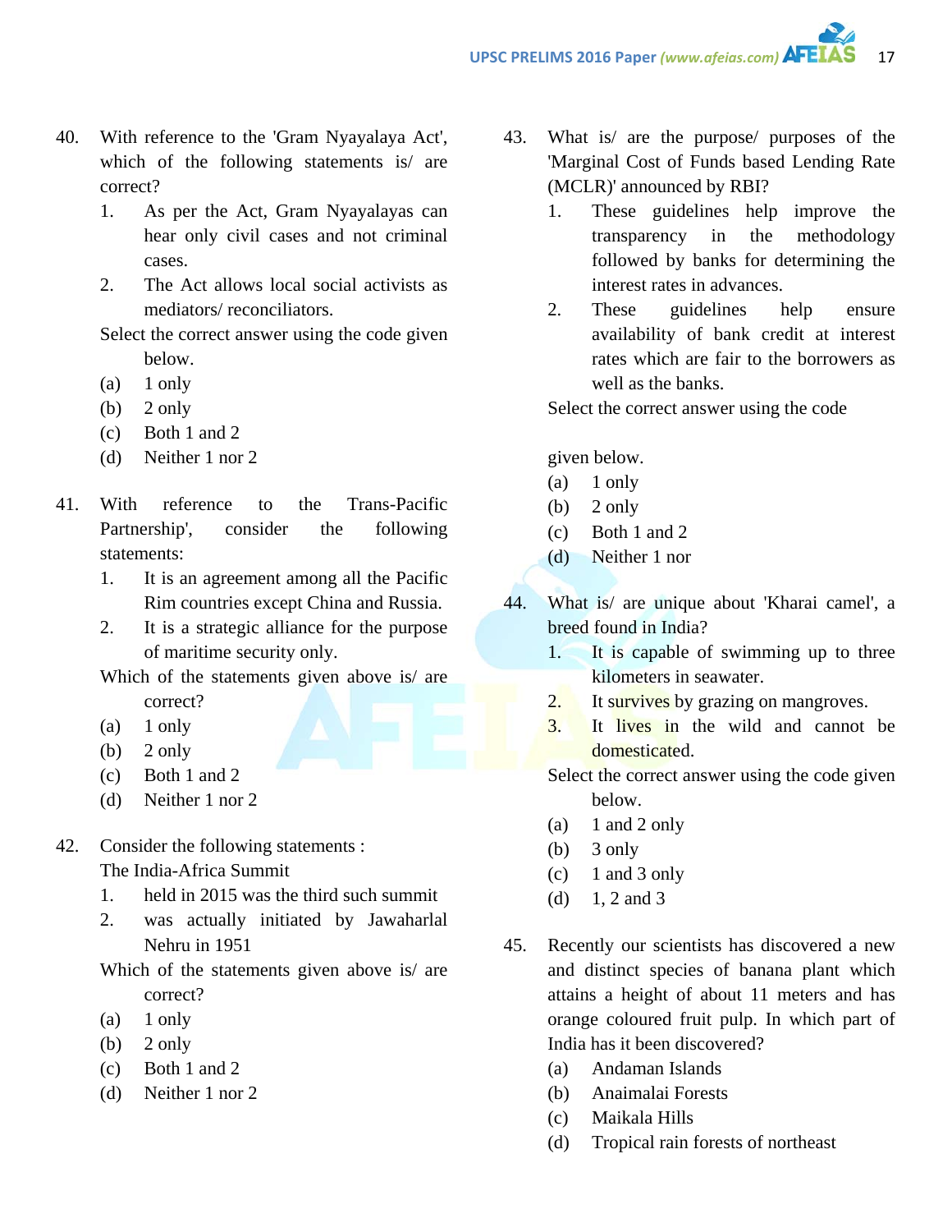40. With reference to the 'Gram Nyayalaya Act', which of the following statements is/ are correct?
    1. As per the Act, Gram Nyayalayas can hear only civil cases and not criminal cases.
    2. The Act allows local social activists as mediators/ reconciliators.

    Select the correct answer using the code given below.
    (a) 1 only
    (b) 2 only
    (c) Both 1 and 2
    (d) Neither 1 nor 2

41. With reference to the 'Trans-Pacific Partnership', consider the following statements:
    1. It is an agreement among all the Pacific Rim countries except China and Russia.
    2. It is a strategic alliance for the purpose of maritime security only.

    Which of the statements given above is/ are correct?
    (a) 1 only
    (b) 2 only
    (c) Both 1 and 2
    (d) Neither 1 nor 2

42. Consider the following statements :
    The India-Africa Summit
    1. held in 2015 was the third such summit
    2. was actually initiated by Jawaharlal Nehru in 1951

    Which of the statements given above is/ are correct?
    (a) 1 only
    (b) 2 only
    (c) Both 1 and 2
    (d) Neither 1 nor 2

43. What is/ are the purpose/ purposes of the 'Marginal Cost of Funds based Lending Rate (MCLR)' announced by RBI?
    1. These guidelines help improve the transparency in the methodology followed by banks for determining the interest rates in advances.
    2. These guidelines help ensure availability of bank credit at interest rates which are fair to the borrowers as well as the banks.

    Select the correct answer using the code

    given below.
    (a) 1 only
    (b) 2 only
    (c) Both 1 and 2
    (d) Neither 1 nor

44. What is/ are unique about 'Kharai camel', a breed found in India?
    1. It is capable of swimming up to three kilometers in seawater.
    2. It survives by grazing on mangroves.
    3. It lives in the wild and cannot be domesticated.

    Select the correct answer using the code given below.
    (a) 1 and 2 only
    (b) 3 only
    (c) 1 and 3 only
    (d) 1, 2 and 3

45. Recently our scientists has discovered a new and distinct species of banana plant which attains a height of about 11 meters and has orange coloured fruit pulp. In which part of India has it been discovered?
    (a) Andaman Islands
    (b) Anaimalai Forests
    (c) Maikala Hills
    (d) Tropical rain forests of northeast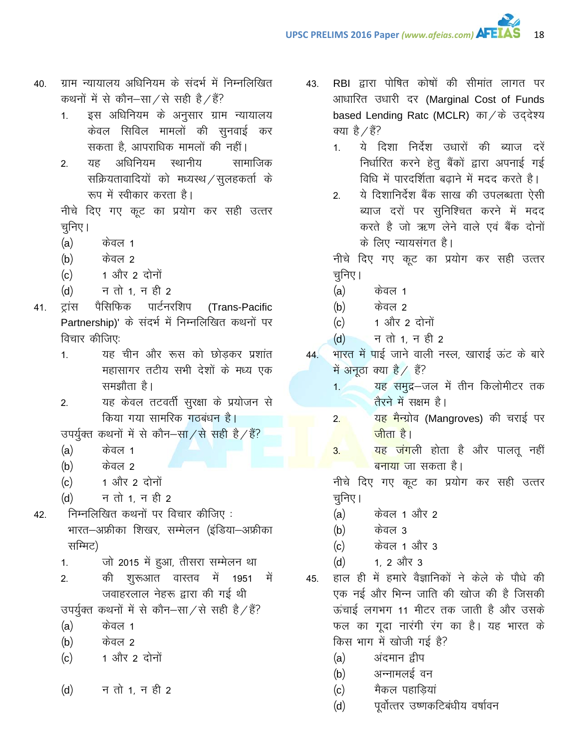40. ग्राम न्यायालय अधिनियम के संदर्भ में निम्नलिखित कथनों में से कौन–सा/से सही है/हैं?

   1. इस अधिनियम के अनुसार ग्राम न्यायालय केवल सिविल मामलों की सुनवाई कर सकता है, आपराधिक मामलों की नहीं।
   2. यह अधिनियम स्थानीय सामाजिक सक्रियतावादियों को मध्यस्थ/सुलहकर्ता के रूप में स्वीकार करता है।

   नीचे दिए गए कूट का प्रयोग कर सही उत्तर चुनिए।

   (a) केवल 1
   (b) केवल 2
   (c) 1 और 2 दोनों
   (d) न तो 1, न ही 2

41. ट्रांस पैसिफिक पार्टनरशिप (Trans-Pacific Partnership)' के संदर्भ में निम्नलिखित कथनों पर विचार कीजिए:

   1. यह चीन और रूस को छोड़कर प्रशांत महासागर तटीय सभी देशों के मध्य एक समझौता है।
   2. यह केवल तटवर्ती सुरक्षा के प्रयोजन से किया गया सामरिक गठबंधन है।

   उपर्युक्त कथनों में से कौन–सा/से सही है/हैं?

   (a) केवल 1
   (b) केवल 2
   (c) 1 और 2 दोनों
   (d) न तो 1, न ही 2

42. निम्नलिखित कथनों पर विचार कीजिए :
   भारत–अफ्रीका शिखर, सम्मेलन (इंडिया–अफ्रीका सम्मिट)

   1. जो 2015 में हुआ, तीसरा सम्मेलन था
   2. की शुरूआत वास्तव में 1951 में जवाहरलाल नेहरू द्वारा की गई थी

   उपर्युक्त कथनों में से कौन–सा/से सही है/हैं?

   (a) केवल 1
   (b) केवल 2
   (c) 1 और 2 दोनों
   (d) न तो 1, न ही 2

43. RBI द्वारा पोषित कोषों की सीमांत लागत पर आधारित उधारी दर (Marginal Cost of Funds based Lending Ratc (MCLR) का/के उद्देश्य क्या है/हैं?

   1. ये दिशा निर्देश उधारों की ब्याज दरें निर्धारित करने हेतु बैंकों द्वारा अपनाई गई विधि में पारदर्शिता बढ़ाने में मदद करते है।
   2. ये दिशानिर्देश बैंक साख की उपलब्धता ऐसी ब्याज दरों पर सुनिश्चित करने में मदद करते है जो ऋण लेने वाले एवं बैंक दोनों के लिए न्यायसंगत है।

   नीचे दिए गए कूट का प्रयोग कर सही उत्तर चुनिए।

   (a) केवल 1
   (b) केवल 2
   (c) 1 और 2 दोनों
   (d) न तो 1, न ही 2

44. भारत में पाई जाने वाली नस्ल, खाराई ऊंट के बारे में अनूठा क्या है/ हैं?

   1. यह समुद्र–जल में तीन किलोमीटर तक तैरने में सक्षम है।
   2. यह मैन्ग्रोव (Mangroves) की चराई पर जीता है।
   3. यह जंगली होता है और पालतू नहीं बनाया जा सकता है।

   नीचे दिए गए कूट का प्रयोग कर सही उत्तर चुनिए।

   (a) केवल 1 और 2
   (b) केवल 3
   (c) केवल 1 और 3
   (d) 1, 2 और 3

45. हाल ही में हमारे वैज्ञानिकों ने केले के पौधे की एक नई और भिन्न जाति की खोज की है जिसकी ऊंचाई लगभग 11 मीटर तक जाती है और उसके फल का गूदा नारंगी रंग का है। यह भारत के किस भाग में खोजी गई है?

   (a) अंदमान द्वीप
   (b) अन्नामलई वन
   (c) मैकल पहाड़ियां
   (d) पूर्वोत्तर उष्णकटिबंधीय वर्षावन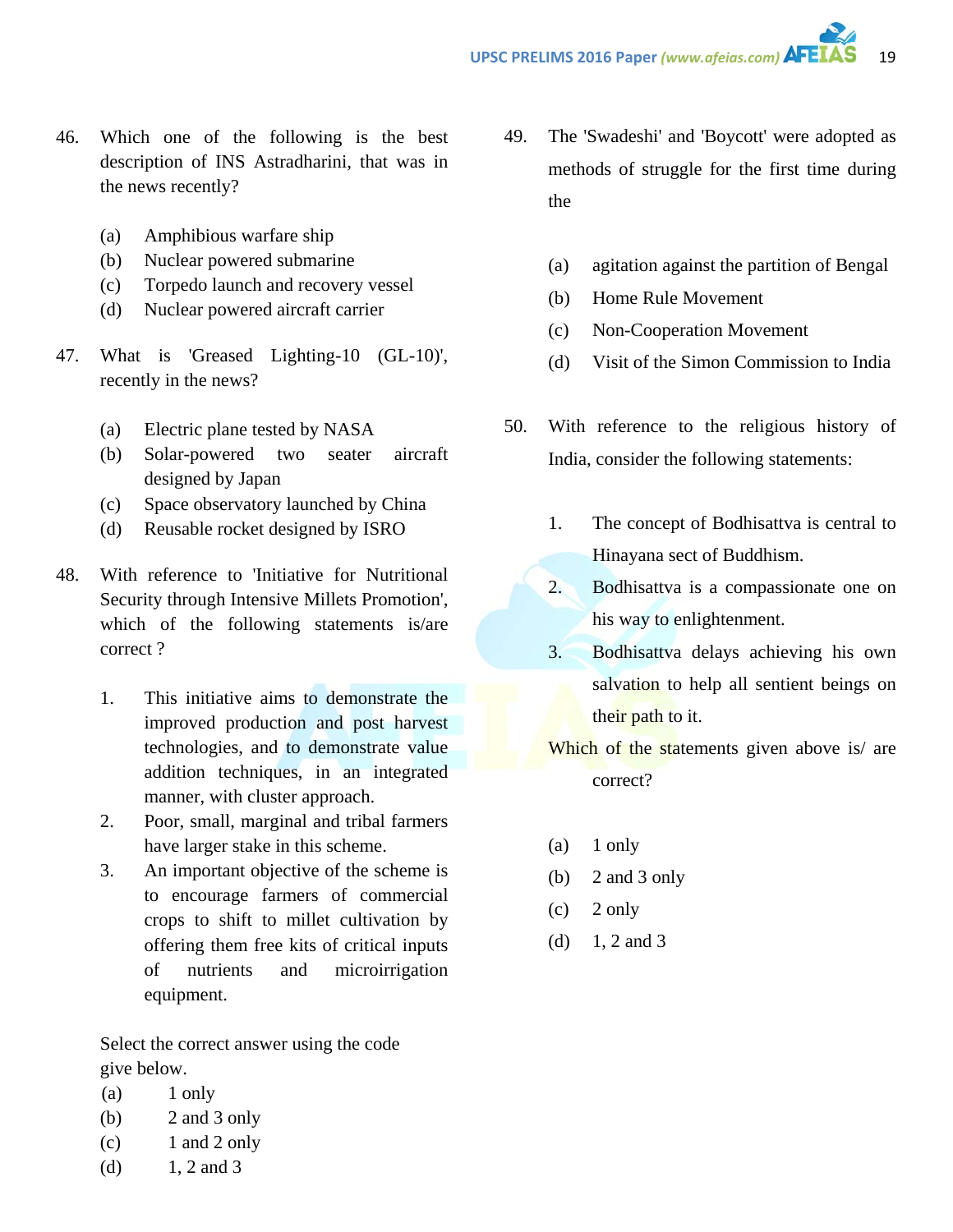46. Which one of the following is the best description of INS Astradharini, that was in the news recently?

    (a) Amphibious warfare ship
    (b) Nuclear powered submarine
    (c) Torpedo launch and recovery vessel
    (d) Nuclear powered aircraft carrier

47. What is 'Greased Lighting-10 (GL-10)', recently in the news?

    (a) Electric plane tested by NASA
    (b) Solar-powered two seater aircraft designed by Japan
    (c) Space observatory launched by China
    (d) Reusable rocket designed by ISRO

48. With reference to 'Initiative for Nutritional Security through Intensive Millets Promotion', which of the following statements is/are correct ?

    1. This initiative aims to demonstrate the improved production and post harvest technologies, and to demonstrate value addition techniques, in an integrated manner, with cluster approach.
    2. Poor, small, marginal and tribal farmers have larger stake in this scheme.
    3. An important objective of the scheme is to encourage farmers of commercial crops to shift to millet cultivation by offering them free kits of critical inputs of nutrients and microirrigation equipment.

    Select the correct answer using the code give below.

    (a) 1 only
    (b) 2 and 3 only
    (c) 1 and 2 only
    (d) 1, 2 and 3

49. The 'Swadeshi' and 'Boycott' were adopted as methods of struggle for the first time during the

    (a) agitation against the partition of Bengal
    (b) Home Rule Movement
    (c) Non-Cooperation Movement
    (d) Visit of the Simon Commission to India

50. With reference to the religious history of India, consider the following statements:

    1. The concept of Bodhisattva is central to Hinayana sect of Buddhism.
    2. Bodhisattva is a compassionate one on his way to enlightenment.
    3. Bodhisattva delays achieving his own salvation to help all sentient beings on their path to it.

    Which of the statements given above is/ are correct?

    (a) 1 only
    (b) 2 and 3 only
    (c) 2 only
    (d) 1, 2 and 3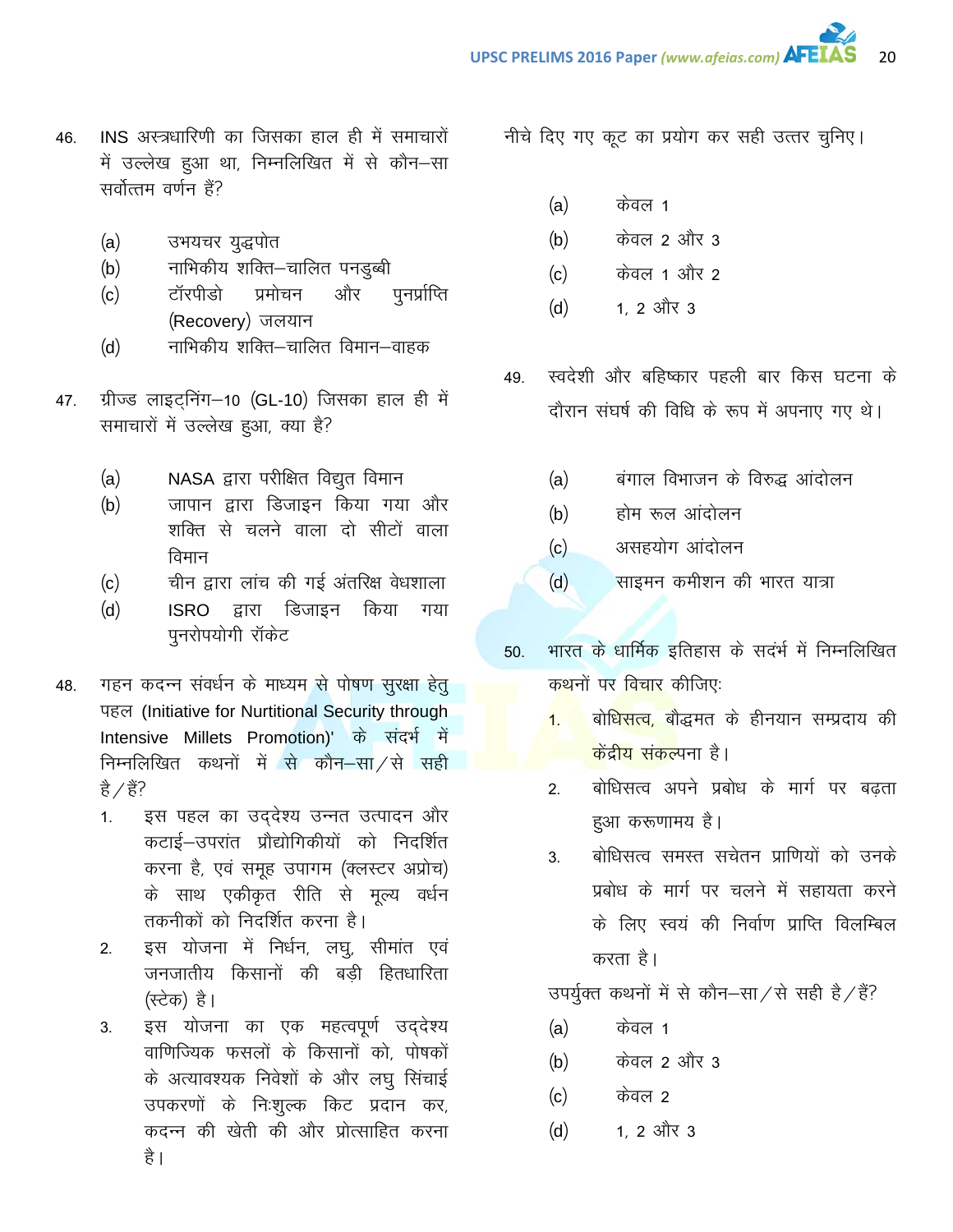46. INS अस्त्रधारिणी का जिसका हाल ही में समाचारों में उल्लेख हुआ था, निम्नलिखित में से कौन–सा सर्वोत्तम वर्णन हैं?

    (a) उभयचर युद्धपोत
    (b) नाभिकीय शक्ति–चालित पनडुब्बी
    (c) टॉरपीडो प्रमोचन और पुनर्प्राप्ति (Recovery) जलयान
    (d) नाभिकीय शक्ति–चालित विमान–वाहक

47. ग्रीज्ड लाइट्निंग–10 (GL-10) जिसका हाल ही में समाचारों में उल्लेख हुआ, क्या है?

    (a) NASA द्वारा परीक्षित विद्युत विमान
    (b) जापान द्वारा डिजाइन किया गया और शक्ति से चलने वाला दो सीटों वाला विमान
    (c) चीन द्वारा लांच की गई अंतरिक्ष वेधशाला
    (d) ISRO द्वारा डिजाइन किया गया पुनरोपयोगी रॉकेट

48. गहन कदन्न संवर्धन के माध्यम से पोषण सुरक्षा हेतु पहल (Initiative for Nurtitional Security through Intensive Millets Promotion)' के संदर्भ में निम्नलिखित कथनों में से कौन–सा/से सही है/हैं?

    1. इस पहल का उद्देश्य उन्नत उत्पादन और कटाई–उपरांत प्रौद्योगिकीयों को निदर्शित करना है, एवं समूह उपागम (क्लस्टर अप्रोच) के साथ एकीकृत रीति से मूल्य वर्धन तकनीकों को निदर्शित करना है।
    2. इस योजना में निर्धन, लघु, सीमांत एवं जनजातीय किसानों की बड़ी हितधारिता (स्टेक) है।
    3. इस योजना का एक महत्वपूर्ण उद्देश्य वाणिज्यिक फसलों के किसानों को, पोषकों के अत्यावश्यक निवेशों के और लघु सिंचाई उपकरणों के निःशुल्क किट प्रदान कर, कदन्न की खेती की ओर प्रोत्साहित करना है।

    नीचे दिए गए कूट का प्रयोग कर सही उत्तर चुनिए।

    (a) केवल 1
    (b) केवल 2 और 3
    (c) केवल 1 और 2
    (d) 1, 2 और 3

49. स्वदेशी और बहिष्कार पहली बार किस घटना के दौरान संघर्ष की विधि के रूप में अपनाए गए थे।

    (a) बंगाल विभाजन के विरुद्ध आंदोलन
    (b) होम रूल आंदोलन
    (c) असहयोग आंदोलन
    (d) साइमन कमीशन की भारत यात्रा

50. भारत के धार्मिक इतिहास के सदर्भ में निम्नलिखित कथनों पर विचार कीजिए:

    1. बोधिसत्व, बौद्धमत के हीनयान सम्प्रदाय की केंद्रीय संकल्पना है।
    2. बोधिसत्व अपने प्रबोध के मार्ग पर बढ़ता हुआ करूणामय है।
    3. बोधिसत्व समस्त सचेतन प्राणियों को उनके प्रबोध के मार्ग पर चलने में सहायता करने के लिए स्वयं की निर्वाण प्राप्ति विलम्बित करता है।

    उपर्युक्त कथनों में से कौन–सा/से सही है/हैं?

    (a) केवल 1
    (b) केवल 2 और 3
    (c) केवल 2
    (d) 1, 2 और 3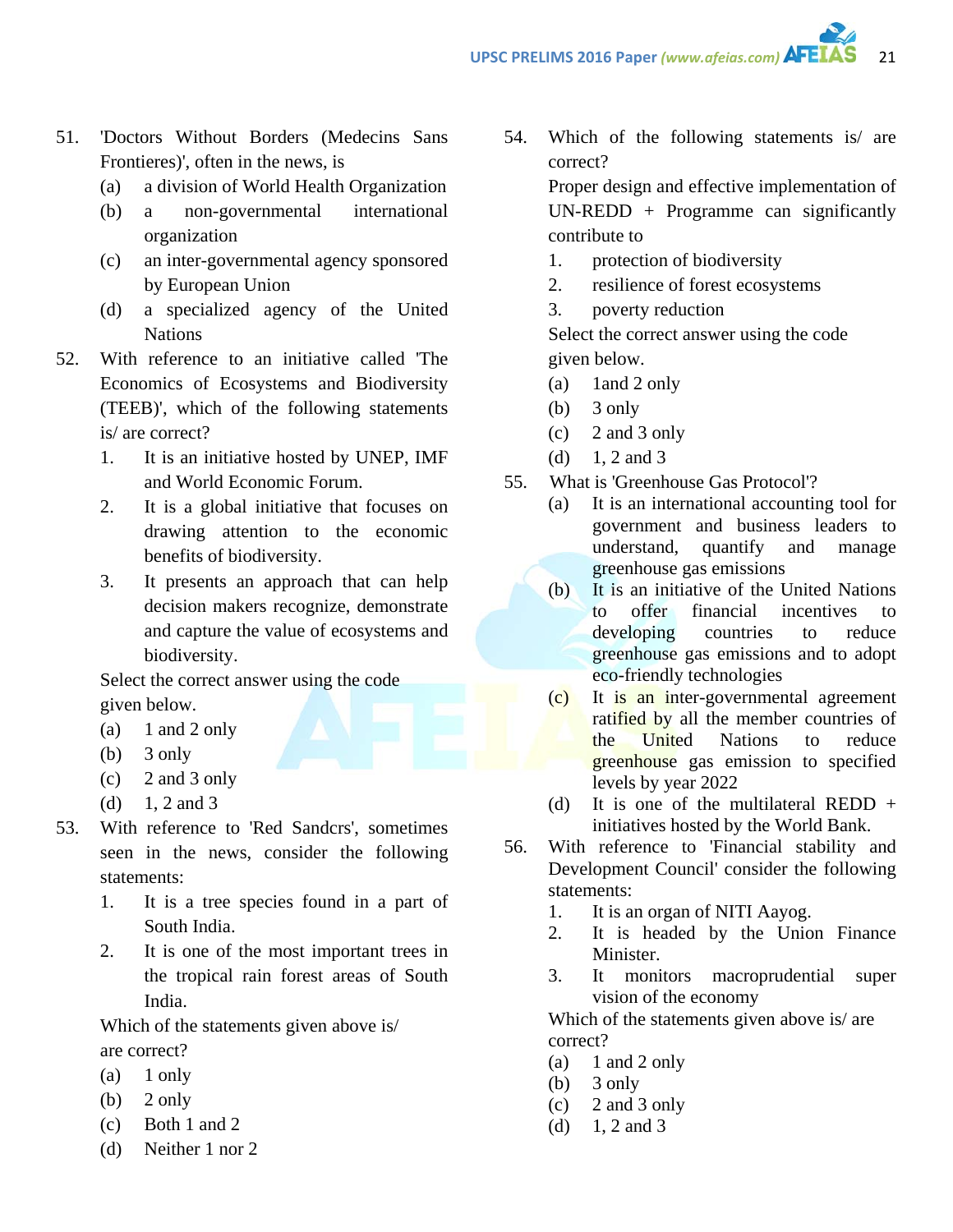51. 'Doctors Without Borders (Medecins Sans Frontieres)', often in the news, is
    (a) a division of World Health Organization
    (b) a non-governmental international organization
    (c) an inter-governmental agency sponsored by European Union
    (d) a specialized agency of the United Nations

52. With reference to an initiative called 'The Economics of Ecosystems and Biodiversity (TEEB)', which of the following statements is/ are correct?
    1. It is an initiative hosted by UNEP, IMF and World Economic Forum.
    2. It is a global initiative that focuses on drawing attention to the economic benefits of biodiversity.
    3. It presents an approach that can help decision makers recognize, demonstrate and capture the value of ecosystems and biodiversity.

    Select the correct answer using the code given below.
    (a) 1 and 2 only
    (b) 3 only
    (c) 2 and 3 only
    (d) 1, 2 and 3

53. With reference to 'Red Sandcrs', sometimes seen in the news, consider the following statements:
    1. It is a tree species found in a part of South India.
    2. It is one of the most important trees in the tropical rain forest areas of South India.

    Which of the statements given above is/ are correct?
    (a) 1 only
    (b) 2 only
    (c) Both 1 and 2
    (d) Neither 1 nor 2

54. Which of the following statements is/ are correct?
    Proper design and effective implementation of UN-REDD + Programme can significantly contribute to
    1. protection of biodiversity
    2. resilience of forest ecosystems
    3. poverty reduction

    Select the correct answer using the code given below.
    (a) 1and 2 only
    (b) 3 only
    (c) 2 and 3 only
    (d) 1, 2 and 3

55. What is 'Greenhouse Gas Protocol'?
    (a) It is an international accounting tool for government and business leaders to understand, quantify and manage greenhouse gas emissions
    (b) It is an initiative of the United Nations to offer financial incentives to developing countries to reduce greenhouse gas emissions and to adopt eco-friendly technologies
    (c) It is an inter-governmental agreement ratified by all the member countries of the United Nations to reduce greenhouse gas emission to specified levels by year 2022
    (d) It is one of the multilateral REDD + initiatives hosted by the World Bank.

56. With reference to 'Financial stability and Development Council' consider the following statements:
    1. It is an organ of NITI Aayog.
    2. It is headed by the Union Finance Minister.
    3. It monitors macroprudential super vision of the economy

    Which of the statements given above is/ are correct?
    (a) 1 and 2 only
    (b) 3 only
    (c) 2 and 3 only
    (d) 1, 2 and 3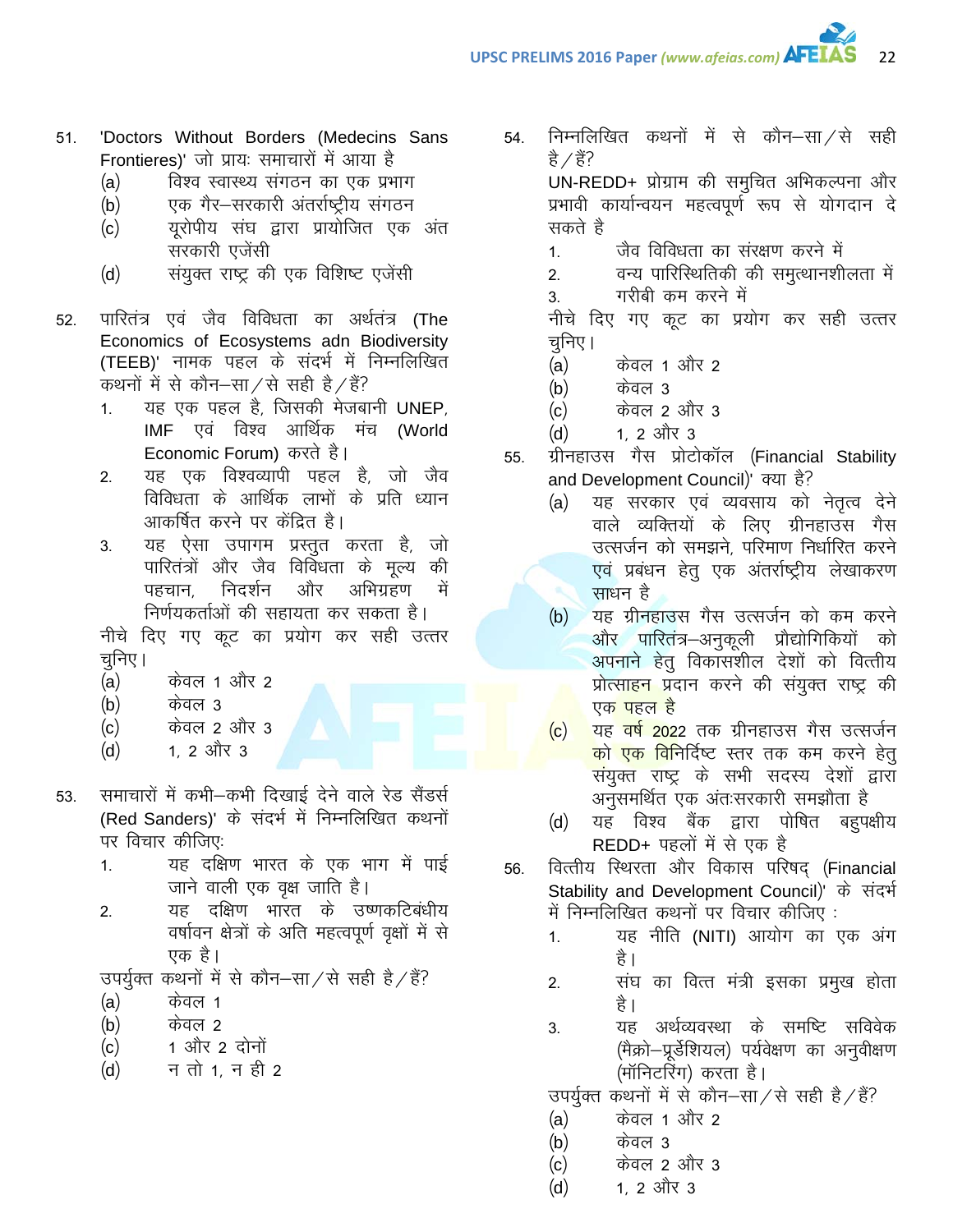51. 'Doctors Without Borders (Medecins Sans Frontieres)' जो प्रायः समाचारों में आया है
   (a) विश्व स्वास्थ्य संगठन का एक प्रभाग
   (b) एक गैर–सरकारी अंतर्राष्ट्रीय संगठन
   (c) यूरोपीय संघ द्वारा प्रायोजित एक अंत सरकारी एजेंसी
   (d) संयुक्त राष्ट्र की एक विशिष्ट एजेंसी

52. पारितंत्र एवं जैव विविधता का अर्थतंत्र (The Economics of Ecosystems adn Biodiversity (TEEB)' नामक पहल के संदर्भ में निम्नलिखित कथनों में से कौन–सा/से सही है/हैं?
   1. यह एक पहल है, जिसकी मेजबानी UNEP, IMF एवं विश्व आर्थिक मंच (World Economic Forum) करते है।
   2. यह एक विश्वव्यापी पहल है, जो जैव विविधता के आर्थिक लाभों के प्रति ध्यान आकर्षित करने पर केंद्रित है।
   3. यह ऐसा उपागम प्रस्तुत करता है, जो पारितंत्रों और जैव विविधता के मूल्य की पहचान, निदर्शन और अभिग्रहण में निर्णयकर्ताओं की सहायता कर सकता है।

   नीचे दिए गए कूट का प्रयोग कर सही उत्तर चुनिए।
   (a) केवल 1 और 2
   (b) केवल 3
   (c) केवल 2 और 3
   (d) 1, 2 और 3

53. समाचारों में कभी–कभी दिखाई देने वाले रेड सैंडर्स (Red Sanders)' के संदर्भ में निम्नलिखित कथनों पर विचार कीजिए:
   1. यह दक्षिण भारत के एक भाग में पाई जाने वाली एक वृक्ष जाति है।
   2. यह दक्षिण भारत के उष्णकटिबंधीय वर्षावन क्षेत्रों के अति महत्वपूर्ण वृक्षों में से एक है।

   उपर्युक्त कथनों में से कौन–सा/से सही है/हैं?
   (a) केवल 1
   (b) केवल 2
   (c) 1 और 2 दोनों
   (d) न तो 1, न ही 2

54. निम्नलिखित कथनों में से कौन–सा/से सही है/हैं?

   UN-REDD+ प्रोग्राम की समुचित अभिकल्पना और प्रभावी कार्यान्वयन महत्वपूर्ण रूप से योगदान दे सकते है
   1. जैव विविधता का संरक्षण करने में
   2. वन्य पारिस्थितिकी की समुत्थानशीलता में
   3. गरीबी कम करने में

   नीचे दिए गए कूट का प्रयोग कर सही उत्तर चुनिए।
   (a) केवल 1 और 2
   (b) केवल 3
   (c) केवल 2 और 3
   (d) 1, 2 और 3

55. ग्रीनहाउस गैस प्रोटोकॉल (Financial Stability and Development Council)' क्या है?
   (a) यह सरकार एवं व्यवसाय को नेतृत्व देने वाले व्यक्तियों के लिए ग्रीनहाउस गैस उत्सर्जन को समझने, परिमाण निर्धारित करने एवं प्रबंधन हेतु एक अंतर्राष्ट्रीय लेखाकरण साधन है
   (b) यह ग्रीनहाउस गैस उत्सर्जन को कम करने और पारितंत्र–अनुकूली प्रौद्योगिकियों को अपनाने हेतु विकासशील देशों को वित्तीय प्रोत्साहन प्रदान करने की संयुक्त राष्ट्र की एक पहल है
   (c) यह वर्ष 2022 तक ग्रीनहाउस गैस उत्सर्जन को एक विनिर्दिष्ट स्तर तक कम करने हेतु संयुक्त राष्ट्र के सभी सदस्य देशों द्वारा अनुसमर्थित एक अंतःसरकारी समझौता है
   (d) यह विश्व बैंक द्वारा पोषित बहुपक्षीय REDD+ पहलों में से एक है

56. वित्तीय स्थिरता और विकास परिषद् (Financial Stability and Development Council)' के संदर्भ में निम्नलिखित कथनों पर विचार कीजिए :
   1. यह नीति (NITI) आयोग का एक अंग है।
   2. संघ का वित्त मंत्री इसका प्रमुख होता है।
   3. यह अर्थव्यवस्था के समष्टि सविवेक (मैक्रो–प्रूडेंशियल) पर्यवेक्षण का अनुवीक्षण (मॉनिटरिंग) करता है।

   उपर्युक्त कथनों में से कौन–सा/से सही है/हैं?
   (a) केवल 1 और 2
   (b) केवल 3
   (c) केवल 2 और 3
   (d) 1, 2 और 3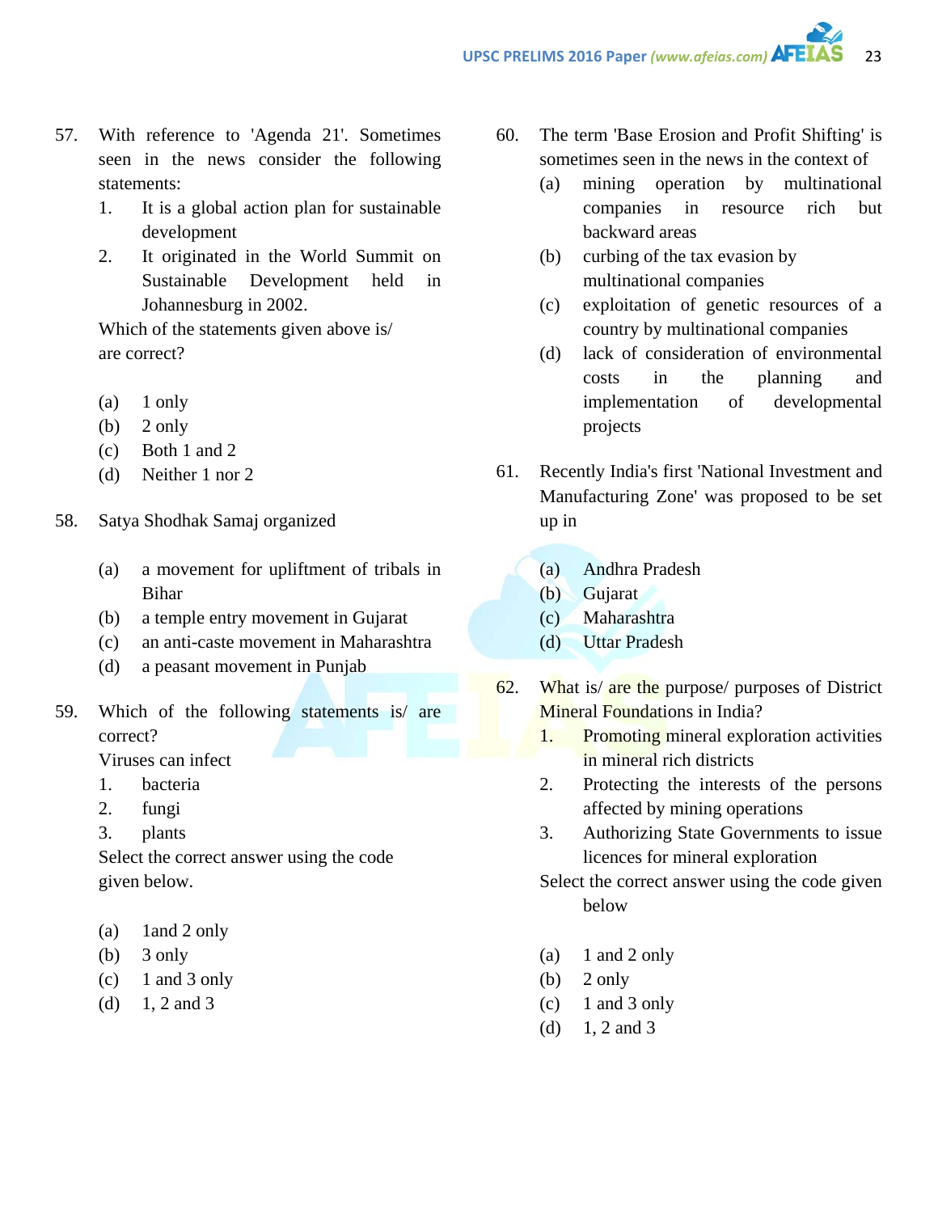57. With reference to 'Agenda 21'. Sometimes seen in the news consider the following statements:
    1. It is a global action plan for sustainable development
    2. It originated in the World Summit on Sustainable Development held in Johannesburg in 2002.

    Which of the statements given above is/ are correct?

    (a) 1 only
    (b) 2 only
    (c) Both 1 and 2
    (d) Neither 1 nor 2

58. Satya Shodhak Samaj organized

    (a) a movement for upliftment of tribals in Bihar
    (b) a temple entry movement in Gujarat
    (c) an anti-caste movement in Maharashtra
    (d) a peasant movement in Punjab

59. Which of the following statements is/ are correct?

    Viruses can infect
    1. bacteria
    2. fungi
    3. plants

    Select the correct answer using the code given below.

    (a) 1and 2 only
    (b) 3 only
    (c) 1 and 3 only
    (d) 1, 2 and 3

60. The term 'Base Erosion and Profit Shifting' is sometimes seen in the news in the context of
    (a) mining operation by multinational companies in resource rich but backward areas
    (b) curbing of the tax evasion by multinational companies
    (c) exploitation of genetic resources of a country by multinational companies
    (d) lack of consideration of environmental costs in the planning and implementation of developmental projects

61. Recently India's first 'National Investment and Manufacturing Zone' was proposed to be set up in

    (a) Andhra Pradesh
    (b) Gujarat
    (c) Maharashtra
    (d) Uttar Pradesh

62. What is/ are the purpose/ purposes of District Mineral Foundations in India?
    1. Promoting mineral exploration activities in mineral rich districts
    2. Protecting the interests of the persons affected by mining operations
    3. Authorizing State Governments to issue licences for mineral exploration

    Select the correct answer using the code given below

    (a) 1 and 2 only
    (b) 2 only
    (c) 1 and 3 only
    (d) 1, 2 and 3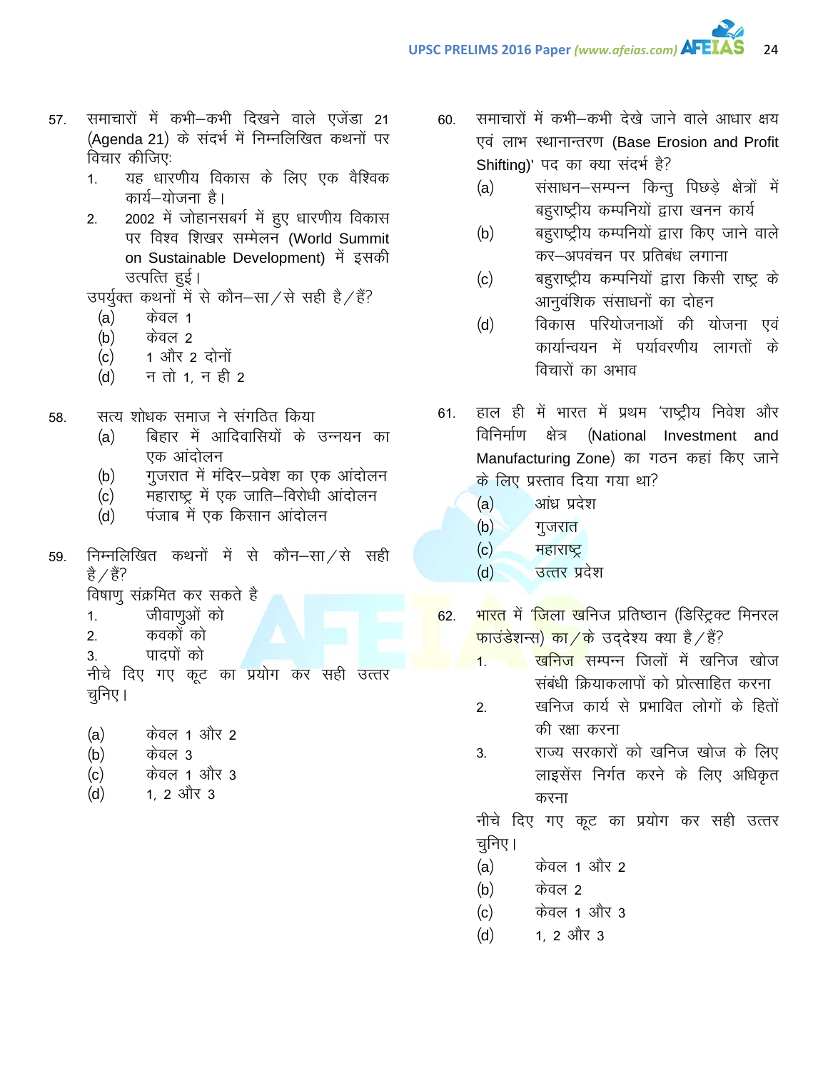57. समाचारों में कभी–कभी दिखने वाले एजेंडा 21 (Agenda 21) के संदर्भ में निम्नलिखित कथनों पर विचार कीजिए:

1. यह धारणीय विकास के लिए एक वैश्विक कार्य–योजना है।
2. 2002 में जोहानसबर्ग में हुए धारणीय विकास पर विश्व शिखर सम्मेलन (World Summit on Sustainable Development) में इसकी उत्पत्ति हुई।

उपर्युक्त कथनों में से कौन–सा/से सही है/हैं?

(a) केवल 1
(b) केवल 2
(c) 1 और 2 दोनों
(d) न तो 1, न ही 2

58. सत्य शोधक समाज ने संगठित किया

(a) बिहार में आदिवासियों के उन्नयन का एक आंदोलन
(b) गुजरात में मंदिर–प्रवेश का एक आंदोलन
(c) महाराष्ट्र में एक जाति–विरोधी आंदोलन
(d) पंजाब में एक किसान आंदोलन

59. निम्नलिखित कथनों में से कौन–सा/से सही है/हैं?

विषाणु संक्रमित कर सकते है

1. जीवाणुओं को
2. कवकों को
3. पादपों को

नीचे दिए गए कूट का प्रयोग कर सही उत्तर चुनिए।

(a) केवल 1 और 2
(b) केवल 3
(c) केवल 1 और 3
(d) 1, 2 और 3

60. समाचारों में कभी–कभी देखे जाने वाले आधार क्षय एवं लाभ स्थानान्तरण (Base Erosion and Profit Shifting)' पद का क्या संदर्भ है?

(a) संसाधन–सम्पन्न किन्तु पिछड़े क्षेत्रों में बहुराष्ट्रीय कम्पनियों द्वारा खनन कार्य
(b) बहुराष्ट्रीय कम्पनियों द्वारा किए जाने वाले कर–अपवंचन पर प्रतिबंध लगाना
(c) बहुराष्ट्रीय कम्पनियों द्वारा किसी राष्ट्र के आनुवंशिक संसाधनों का दोहन
(d) विकास परियोजनाओं की योजना एवं कार्यान्वयन में पर्यावरणीय लागतों के विचारों का अभाव

61. हाल ही में भारत में प्रथम 'राष्ट्रीय निवेश और विनिर्माण क्षेत्र (National Investment and Manufacturing Zone) का गठन कहां किए जाने के लिए प्रस्ताव दिया गया था?

(a) आंध्र प्रदेश
(b) गुजरात
(c) महाराष्ट्र
(d) उत्तर प्रदेश

62. भारत में 'जिला खनिज प्रतिष्ठान (डिस्ट्रिक्ट मिनरल फाउंडेशन्स) का/के उद्देश्य क्या है/हैं?

1. खनिज सम्पन्न जिलों में खनिज खोज संबंधी क्रियाकलापों को प्रोत्साहित करना
2. खनिज कार्य से प्रभावित लोगों के हितों की रक्षा करना
3. राज्य सरकारों को खनिज खोज के लिए लाइसेंस निर्गत करने के लिए अधिकृत करना

नीचे दिए गए कूट का प्रयोग कर सही उत्तर चुनिए।

(a) केवल 1 और 2
(b) केवल 2
(c) केवल 1 और 3
(d) 1, 2 और 3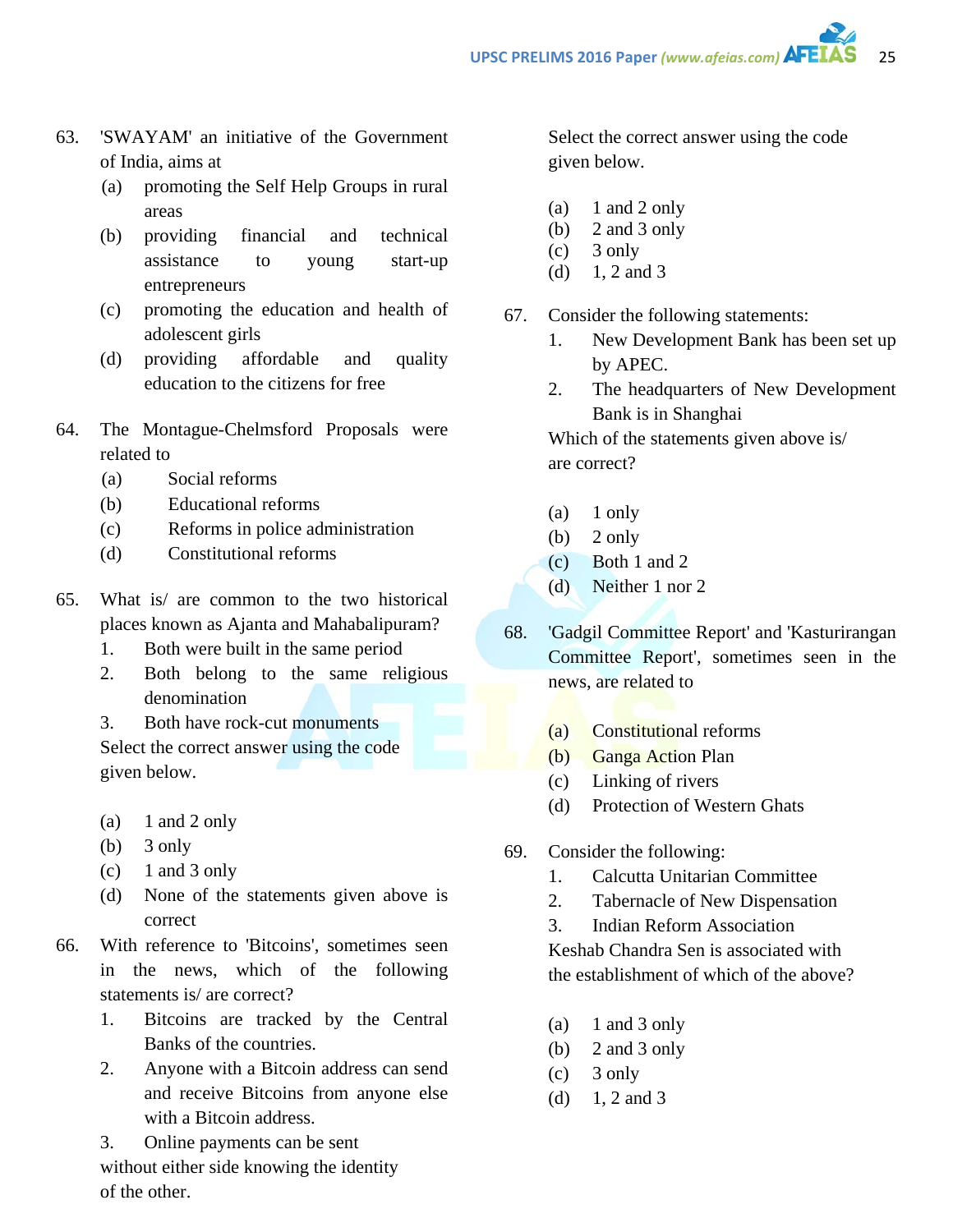63. 'SWAYAM' an initiative of the Government of India, aims at
   (a) promoting the Self Help Groups in rural areas
   (b) providing financial and technical assistance to young start-up entrepreneurs
   (c) promoting the education and health of adolescent girls
   (d) providing affordable and quality education to the citizens for free

64. The Montague-Chelmsford Proposals were related to
   (a) Social reforms
   (b) Educational reforms
   (c) Reforms in police administration
   (d) Constitutional reforms

65. What is/ are common to the two historical places known as Ajanta and Mahabalipuram?
   1. Both were built in the same period
   2. Both belong to the same religious denomination
   3. Both have rock-cut monuments

   Select the correct answer using the code given below.

   (a) 1 and 2 only
   (b) 3 only
   (c) 1 and 3 only
   (d) None of the statements given above is correct

66. With reference to 'Bitcoins', sometimes seen in the news, which of the following statements is/ are correct?
   1. Bitcoins are tracked by the Central Banks of the countries.
   2. Anyone with a Bitcoin address can send and receive Bitcoins from anyone else with a Bitcoin address.
   3. Online payments can be sent without either side knowing the identity of the other.

   Select the correct answer using the code given below.

   (a) 1 and 2 only
   (b) 2 and 3 only
   (c) 3 only
   (d) 1, 2 and 3

67. Consider the following statements:
   1. New Development Bank has been set up by APEC.
   2. The headquarters of New Development Bank is in Shanghai

   Which of the statements given above is/ are correct?

   (a) 1 only
   (b) 2 only
   (c) Both 1 and 2
   (d) Neither 1 nor 2

68. 'Gadgil Committee Report' and 'Kasturirangan Committee Report', sometimes seen in the news, are related to

   (a) Constitutional reforms
   (b) Ganga Action Plan
   (c) Linking of rivers
   (d) Protection of Western Ghats

69. Consider the following:
   1. Calcutta Unitarian Committee
   2. Tabernacle of New Dispensation
   3. Indian Reform Association

   Keshab Chandra Sen is associated with the establishment of which of the above?

   (a) 1 and 3 only
   (b) 2 and 3 only
   (c) 3 only
   (d) 1, 2 and 3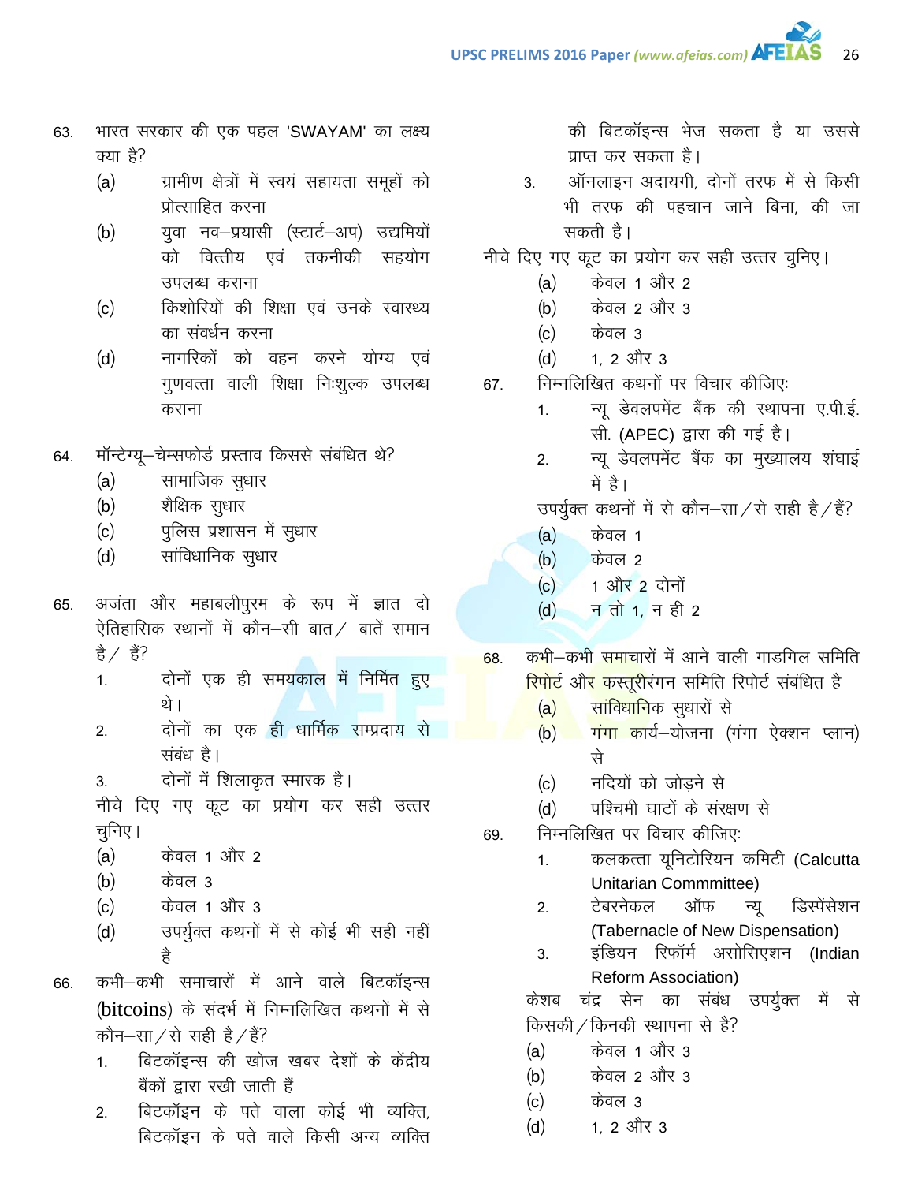63. भारत सरकार की एक पहल 'SWAYAM' का लक्ष्य क्या है?
    (a) ग्रामीण क्षेत्रों में स्वयं सहायता समूहों को प्रोत्साहित करना
    (b) युवा नव–प्रयासी (स्टार्ट–अप) उद्यमियों को वित्तीय एवं तकनीकी सहयोग उपलब्ध कराना
    (c) किशोरियों की शिक्षा एवं उनके स्वास्थ्य का संवर्धन करना
    (d) नागरिकों को वहन करने योग्य एवं गुणवत्ता वाली शिक्षा निःशुल्क उपलब्ध कराना

64. मॉन्टेग्यू–चेम्सफोर्ड प्रस्ताव किससे संबंधित थे?
    (a) सामाजिक सुधार
    (b) शैक्षिक सुधार
    (c) पुलिस प्रशासन में सुधार
    (d) सांविधानिक सुधार

65. अजंता और महाबलीपुरम के रूप में ज्ञात दो ऐतिहासिक स्थानों में कौन–सी बात/ बातें समान है/ हैं?
    1. दोनों एक ही समयकाल में निर्मित हुए थे।
    2. दोनों का एक ही धार्मिक सम्प्रदाय से संबंध है।
    3. दोनों में शिलाकृत स्मारक है।

    नीचे दिए गए कूट का प्रयोग कर सही उत्तर चुनिए।
    (a) केवल 1 और 2
    (b) केवल 3
    (c) केवल 1 और 3
    (d) उपर्युक्त कथनों में से कोई भी सही नहीं है

66. कभी–कभी समाचारों में आने वाले बिटकॉइन्स (bitcoins) के संदर्भ में निम्नलिखित कथनों में से कौन–सा/से सही है/हैं?
    1. बिटकॉइन्स की खोज खबर देशों के केंद्रीय बैंकों द्वारा रखी जाती हैं
    2. बिटकॉइन के पते वाला कोई भी व्यक्ति, बिटकॉइन के पते वाले किसी अन्य व्यक्ति की बिटकॉइन्स भेज सकता है या उससे प्राप्त कर सकता है।
    3. ऑनलाइन अदायगी, दोनों तरफ में से किसी भी तरफ की पहचान जाने बिना, की जा सकती है।

    नीचे दिए गए कूट का प्रयोग कर सही उत्तर चुनिए।
    (a) केवल 1 और 2
    (b) केवल 2 और 3
    (c) केवल 3
    (d) 1, 2 और 3

67. निम्नलिखित कथनों पर विचार कीजिए:
    1. न्यू डेवलपमेंट बैंक की स्थापना ए.पी.ई.सी. (APEC) द्वारा की गई है।
    2. न्यू डेवलपमेंट बैंक का मुख्यालय शंघाई में है।

    उपर्युक्त कथनों में से कौन–सा/से सही है/हैं?
    (a) केवल 1
    (b) केवल 2
    (c) 1 और 2 दोनों
    (d) न तो 1, न ही 2

68. कभी–कभी समाचारों में आने वाली गाडगिल समिति रिपोर्ट और कस्तूरीरंगन समिति रिपोर्ट संबंधित है
    (a) सांविधानिक सुधारों से
    (b) गंगा कार्य–योजना (गंगा ऐक्शन प्लान) से
    (c) नदियों को जोड़ने से
    (d) पश्चिमी घाटों के संरक्षण से

69. निम्नलिखित पर विचार कीजिए:
    1. कलकत्ता यूनिटेरियन कमिटी (Calcutta Unitarian Commmittee)
    2. टेबरनेकल ऑफ न्यू डिस्पेंसेशन (Tabernacle of New Dispensation)
    3. इंडियन रिफॉर्म असोसिएशन (Indian Reform Association)

    केशब चंद्र सेन का संबंध उपर्युक्त में से किसकी/किनकी स्थापना से है?
    (a) केवल 1 और 3
    (b) केवल 2 और 3
    (c) केवल 3
    (d) 1, 2 और 3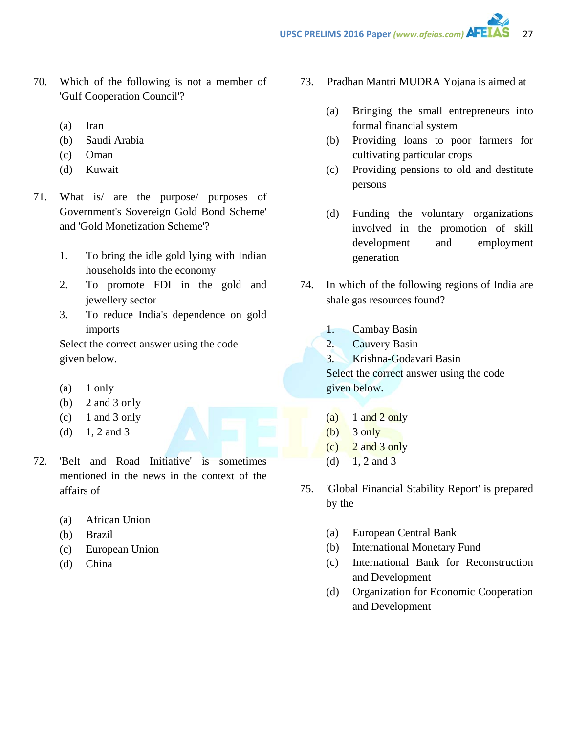70. Which of the following is not a member of 'Gulf Cooperation Council'?

(a) Iran
(b) Saudi Arabia
(c) Oman
(d) Kuwait

71. What is/ are the purpose/ purposes of Government's Sovereign Gold Bond Scheme' and 'Gold Monetization Scheme'?

1. To bring the idle gold lying with Indian households into the economy
2. To promote FDI in the gold and jewellery sector
3. To reduce India's dependence on gold imports

Select the correct answer using the code given below.

(a) 1 only
(b) 2 and 3 only
(c) 1 and 3 only
(d) 1, 2 and 3

72. 'Belt and Road Initiative' is sometimes mentioned in the news in the context of the affairs of

(a) African Union
(b) Brazil
(c) European Union
(d) China

73. Pradhan Mantri MUDRA Yojana is aimed at

(a) Bringing the small entrepreneurs into formal financial system
(b) Providing loans to poor farmers for cultivating particular crops
(c) Providing pensions to old and destitute persons
(d) Funding the voluntary organizations involved in the promotion of skill development and employment generation

74. In which of the following regions of India are shale gas resources found?

1. Cambay Basin
2. Cauvery Basin
3. Krishna-Godavari Basin

Select the correct answer using the code given below.

(a) 1 and 2 only
(b) 3 only
(c) 2 and 3 only
(d) 1, 2 and 3

75. 'Global Financial Stability Report' is prepared by the

(a) European Central Bank
(b) International Monetary Fund
(c) International Bank for Reconstruction and Development
(d) Organization for Economic Cooperation and Development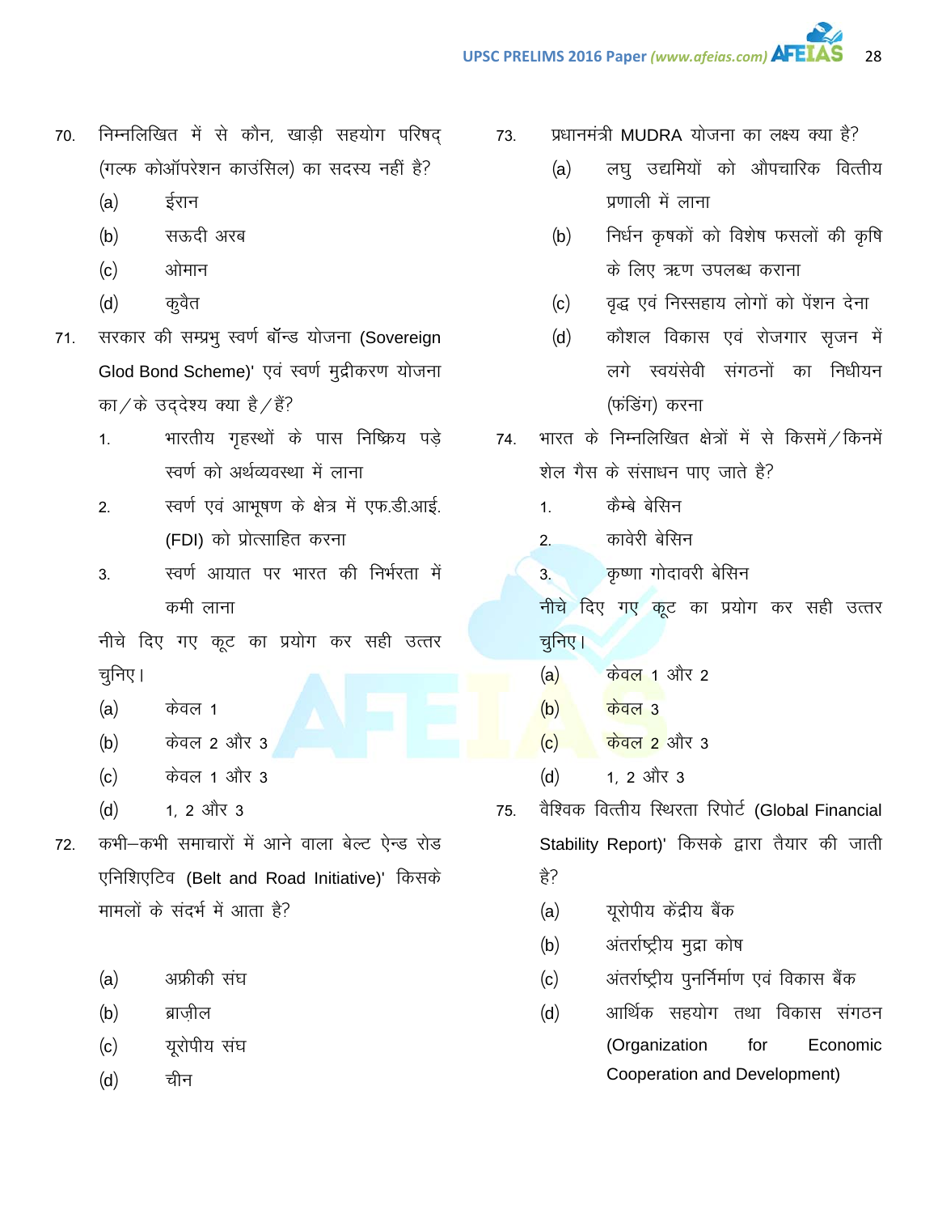70. निम्नलिखित में से कौन, खाड़ी सहयोग परिषद् (गल्फ कोऑपरेशन काउंसिल) का सदस्य नहीं है?

(a) ईरान

(b) सऊदी अरब

(c) ओमान

(d) कुवैत

71. सरकार की सम्प्रभु स्वर्ण बॉन्ड योजना (Sovereign Glod Bond Scheme)' एवं स्वर्ण मुद्रीकरण योजना का/के उद्देश्य क्या है/हैं?

1. भारतीय गृहस्थों के पास निष्क्रिय पड़े स्वर्ण को अर्थव्यवस्था में लाना

2. स्वर्ण एवं आभूषण के क्षेत्र में एफ.डी.आई. (FDI) को प्रोत्साहित करना

3. स्वर्ण आयात पर भारत की निर्भरता में कमी लाना

नीचे दिए गए कूट का प्रयोग कर सही उत्तर चुनिए।

(a) केवल 1

(b) केवल 2 और 3

(c) केवल 1 और 3

(d) 1, 2 और 3

72. कभी–कभी समाचारों में आने वाला बेल्ट ऐन्ड रोड एनिशिएटिव (Belt and Road Initiative)' किसके मामलों के संदर्भ में आता है?

(a) अफ्रीकी संघ

(b) ब्राज़ील

(c) यूरोपीय संघ

(d) चीन

73. प्रधानमंत्री MUDRA योजना का लक्ष्य क्या है?

(a) लघु उद्यमियों को औपचारिक वित्तीय प्रणाली में लाना

(b) निर्धन कृषकों को विशेष फसलों की कृषि के लिए ऋण उपलब्ध कराना

(c) वृद्ध एवं निस्सहाय लोगों को पेंशन देना

(d) कौशल विकास एवं रोजगार सृजन में लगे स्वयंसेवी संगठनों का निधीयन (फंडिंग) करना

74. भारत के निम्नलिखित क्षेत्रों में से किसमें/किनमें शेल गैस के संसाधन पाए जाते हैं?

1. कैम्बे बेसिन

2. कावेरी बेसिन

3. कृष्णा गोदावरी बेसिन

नीचे दिए गए कूट का प्रयोग कर सही उत्तर चुनिए।

(a) केवल 1 और 2

(b) केवल 3

(c) केवल 2 और 3

(d) 1, 2 और 3

75. वैश्विक वित्तीय स्थिरता रिपोर्ट (Global Financial Stability Report)' किसके द्वारा तैयार की जाती है?

(a) यूरोपीय केंद्रीय बैंक

(b) अंतर्राष्ट्रीय मुद्रा कोष

(c) अंतर्राष्ट्रीय पुनर्निर्माण एवं विकास बैंक

(d) आर्थिक सहयोग तथा विकास संगठन (Organization for Economic Cooperation and Development)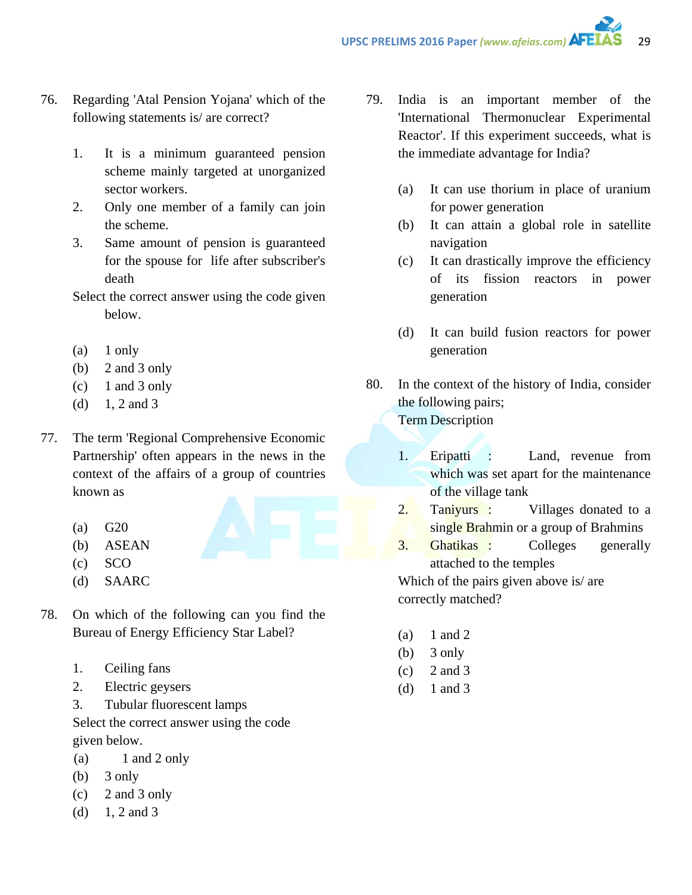76. Regarding 'Atal Pension Yojana' which of the following statements is/ are correct?

    1. It is a minimum guaranteed pension scheme mainly targeted at unorganized sector workers.
    2. Only one member of a family can join the scheme.
    3. Same amount of pension is guaranteed for the spouse for life after subscriber's death

    Select the correct answer using the code given below.

    (a) 1 only
    (b) 2 and 3 only
    (c) 1 and 3 only
    (d) 1, 2 and 3

77. The term 'Regional Comprehensive Economic Partnership' often appears in the news in the context of the affairs of a group of countries known as

    (a) G20
    (b) ASEAN
    (c) SCO
    (d) SAARC

78. On which of the following can you find the Bureau of Energy Efficiency Star Label?

    1. Ceiling fans
    2. Electric geysers
    3. Tubular fluorescent lamps

    Select the correct answer using the code given below.

    (a) 1 and 2 only
    (b) 3 only
    (c) 2 and 3 only
    (d) 1, 2 and 3

79. India is an important member of the 'International Thermonuclear Experimental Reactor'. If this experiment succeeds, what is the immediate advantage for India?

    (a) It can use thorium in place of uranium for power generation
    (b) It can attain a global role in satellite navigation
    (c) It can drastically improve the efficiency of its fission reactors in power generation
    (d) It can build fusion reactors for power generation

80. In the context of the history of India, consider the following pairs;

    Term Description

    1. Eripatti : Land, revenue from which was set apart for the maintenance of the village tank
    2. Taniyurs : Villages donated to a single Brahmin or a group of Brahmins
    3. Ghatikas : Colleges generally attached to the temples

    Which of the pairs given above is/ are correctly matched?

    (a) 1 and 2
    (b) 3 only
    (c) 2 and 3
    (d) 1 and 3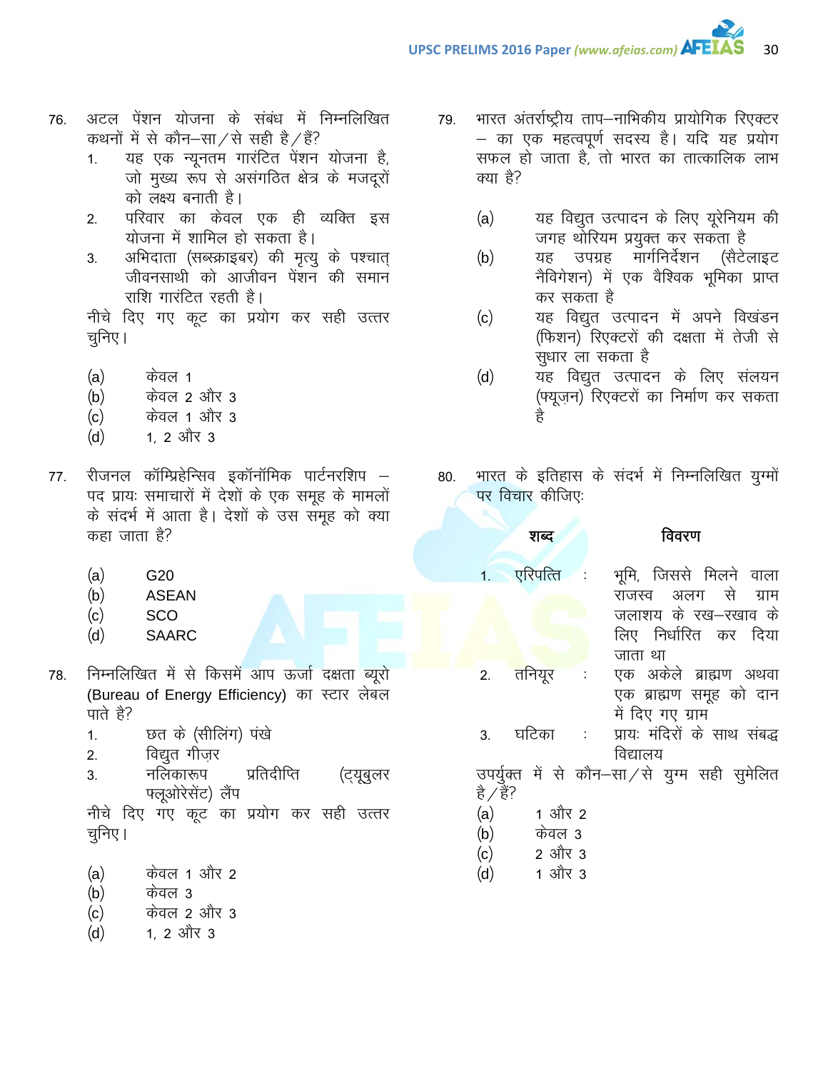76. अटल पेंशन योजना के संबंध में निम्नलिखित कथनों में से कौन–सा/से सही है/हैं?

1. यह एक न्यूनतम गारंटित पेंशन योजना है, जो मुख्य रूप से असंगठित क्षेत्र के मजदूरों को लक्ष्य बनाती है।
2. परिवार का केवल एक ही व्यक्ति इस योजना में शामिल हो सकता है।
3. अभिदाता (सब्स्क्राइबर) की मृत्यु के पश्चात् जीवनसाथी को आजीवन पेंशन की समान राशि गारंटित रहती है।

नीचे दिए गए कूट का प्रयोग कर सही उत्तर चुनिए।

(a) केवल 1
(b) केवल 2 और 3
(c) केवल 1 और 3
(d) 1, 2 और 3

77. रीजनल कॉम्प्रिहेन्सिव इकॉनॉमिक पार्टनरशिप – पद प्रायः समाचारों में देशों के एक समूह के मामलों के संदर्भ में आता है। देशों के उस समूह को क्या कहा जाता है?

(a) G20
(b) ASEAN
(c) SCO
(d) SAARC

78. निम्नलिखित में से किसमें आप ऊर्जा दक्षता ब्यूरो (Bureau of Energy Efficiency) का स्टार लेबल पाते है?

1. छत के (सीलिंग) पंखे
2. विद्युत गीज़र
3. नलिकारूप प्रतिदीप्ति (ट्यूबुलर फ्लूओरेसेंट) लैंप

नीचे दिए गए कूट का प्रयोग कर सही उत्तर चुनिए।

(a) केवल 1 और 2
(b) केवल 3
(c) केवल 2 और 3
(d) 1, 2 और 3

79. भारत अंतर्राष्ट्रीय ताप–नाभिकीय प्रायोगिक रिएक्टर – का एक महत्वपूर्ण सदस्य है। यदि यह प्रयोग सफल हो जाता है, तो भारत का तात्कालिक लाभ क्या है?

(a) यह विद्युत उत्पादन के लिए यूरेनियम की जगह थोरियम प्रयुक्त कर सकता है
(b) यह उपग्रह मार्गनिर्देशन (सैटेलाइट नैविगेशन) में एक वैश्विक भूमिका प्राप्त कर सकता है
(c) यह विद्युत उत्पादन में अपने विखंडन (फिशन) रिएक्टरों की दक्षता में तेजी से सुधार ला सकता है
(d) यह विद्युत उत्पादन के लिए संलयन (फ्यूज़न) रिएक्टरों का निर्माण कर सकता है

80. भारत के इतिहास के संदर्भ में निम्नलिखित युग्मों पर विचार कीजिए:

| | शब्द | | विवरण |
|---|---|---|---|
| 1. | एरिपत्ति | : | भूमि, जिससे मिलने वाला राजस्व अलग से ग्राम जलाशय के रख–रखाव के लिए निर्धारित कर दिया जाता था |
| 2. | तनियूर | : | एक अकेले ब्राह्मण अथवा एक ब्राह्मण समूह को दान में दिए गए ग्राम |
| 3. | घटिका | : | प्रायः मंदिरों के साथ संबद्ध विद्यालय |

उपर्युक्त में से कौन–सा/से युग्म सही सुमेलित है/हैं?

(a) 1 और 2
(b) केवल 3
(c) 2 और 3
(d) 1 और 3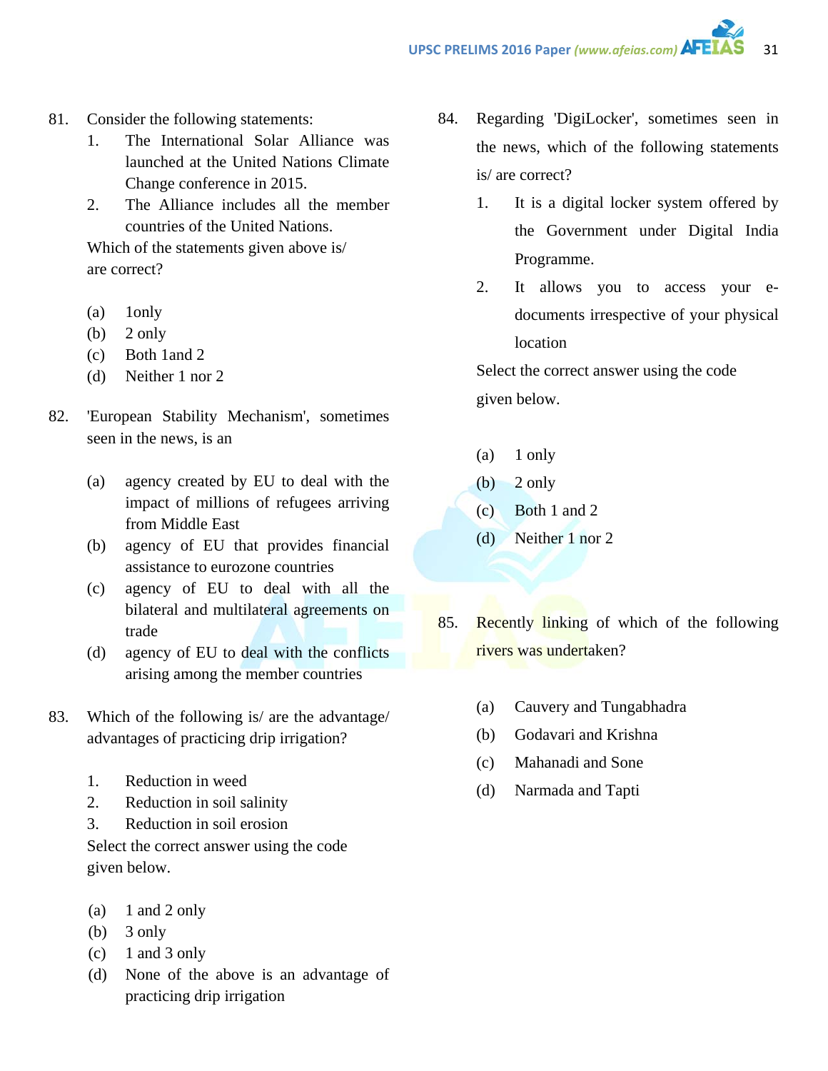81. Consider the following statements:
    1. The International Solar Alliance was launched at the United Nations Climate Change conference in 2015.
    2. The Alliance includes all the member countries of the United Nations.

    Which of the statements given above is/ are correct?

    (a) 1only
    (b) 2 only
    (c) Both 1and 2
    (d) Neither 1 nor 2

82. 'European Stability Mechanism', sometimes seen in the news, is an

    (a) agency created by EU to deal with the impact of millions of refugees arriving from Middle East
    (b) agency of EU that provides financial assistance to eurozone countries
    (c) agency of EU to deal with all the bilateral and multilateral agreements on trade
    (d) agency of EU to deal with the conflicts arising among the member countries

83. Which of the following is/ are the advantage/ advantages of practicing drip irrigation?

    1. Reduction in weed
    2. Reduction in soil salinity
    3. Reduction in soil erosion

    Select the correct answer using the code given below.

    (a) 1 and 2 only
    (b) 3 only
    (c) 1 and 3 only
    (d) None of the above is an advantage of practicing drip irrigation

84. Regarding 'DigiLocker', sometimes seen in the news, which of the following statements is/ are correct?

    1. It is a digital locker system offered by the Government under Digital India Programme.
    2. It allows you to access your e-documents irrespective of your physical location

    Select the correct answer using the code given below.

    (a) 1 only
    (b) 2 only
    (c) Both 1 and 2
    (d) Neither 1 nor 2

85. Recently linking of which of the following rivers was undertaken?

    (a) Cauvery and Tungabhadra
    (b) Godavari and Krishna
    (c) Mahanadi and Sone
    (d) Narmada and Tapti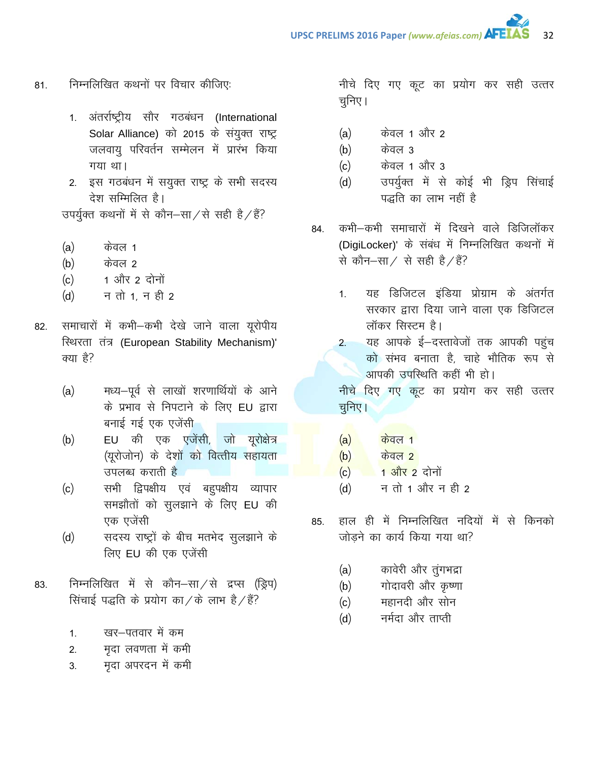81. निम्नलिखित कथनों पर विचार कीजिए:

1. अंतर्राष्ट्रीय सौर गठबंधन (International Solar Alliance) को 2015 के संयुक्त राष्ट्र जलवायु परिवर्तन सम्मेलन में प्रारंभ किया गया था।
2. इस गठबंधन में सयुक्त राष्ट्र के सभी सदस्य देश सम्मिलित है।

उपर्युक्त कथनों में से कौन–सा/से सही है/हैं?

(a) केवल 1
(b) केवल 2
(c) 1 और 2 दोनों
(d) न तो 1, न ही 2

82. समाचारों में कभी–कभी देखे जाने वाला यूरोपीय स्थिरता तंत्र (European Stability Mechanism)' क्या है?

(a) मध्य–पूर्व से लाखों शरणार्थियों के आने के प्रभाव से निपटाने के लिए EU द्वारा बनाई गई एक एजेंसी
(b) EU की एक एजेंसी, जो यूरोक्षेत्र (यूरोजोन) के देशों को वित्तीय सहायता उपलब्ध कराती है
(c) सभी द्विपक्षीय एवं बहुपक्षीय व्यापार समझौतों को सुलझाने के लिए EU की एक एजेंसी
(d) सदस्य राष्ट्रों के बीच मतभेद सुलझाने के लिए EU की एक एजेंसी

83. निम्नलिखित में से कौन–सा/से द्रप्स (ड्रिप) सिंचाई पद्धति के प्रयोग का/के लाभ है/हैं?

1. खर–पतवार में कम
2. मृदा लवणता में कमी
3. मृदा अपरदन में कमी

नीचे दिए गए कूट का प्रयोग कर सही उत्तर चुनिए।

(a) केवल 1 और 2
(b) केवल 3
(c) केवल 1 और 3
(d) उपर्युक्त में से कोई भी ड्रिप सिंचाई पद्धति का लाभ नहीं है

84. कभी–कभी समाचारों में दिखने वाले डिजिलॉकर (DigiLocker)' के संबंध में निम्नलिखित कथनों में से कौन–सा/ से सही है/हैं?

1. यह डिजिटल इंडिया प्रोग्राम के अंतर्गत सरकार द्वारा दिया जाने वाला एक डिजिटल लॉकर सिस्टम है।
2. यह आपके ई–दस्तावेजों तक आपकी पहुंच को संभव बनाता है, चाहे भौतिक रूप से आपकी उपस्थिति कहीं भी हो।

नीचे दिए गए कूट का प्रयोग कर सही उत्तर चुनिए।

(a) केवल 1
(b) केवल 2
(c) 1 और 2 दोनों
(d) न तो 1 और न ही 2

85. हाल ही में निम्नलिखित नदियों में से किनको जोड़ने का कार्य किया गया था?

(a) कावेरी और तुंगभद्रा
(b) गोदावरी और कृष्णा
(c) महानदी और सोन
(d) नर्मदा और ताप्ती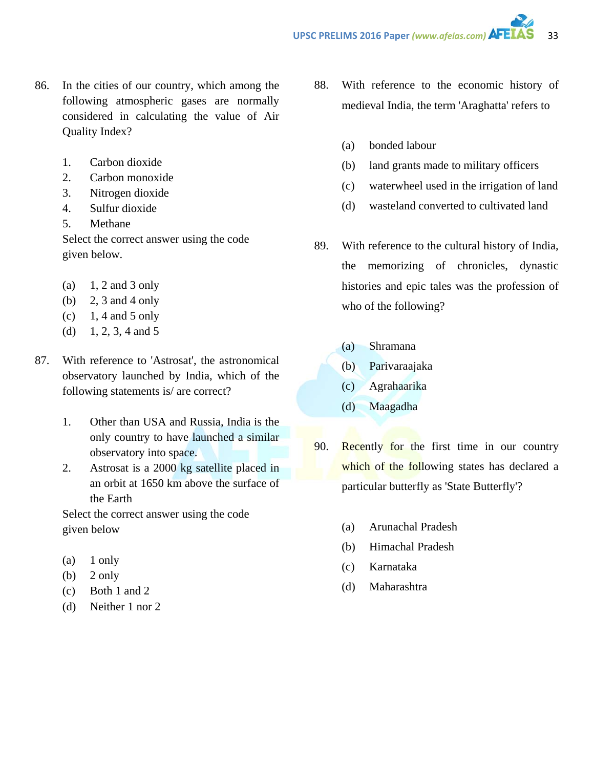86. In the cities of our country, which among the following atmospheric gases are normally considered in calculating the value of Air Quality Index?

1. Carbon dioxide
2. Carbon monoxide
3. Nitrogen dioxide
4. Sulfur dioxide
5. Methane

Select the correct answer using the code given below.

(a) 1, 2 and 3 only
(b) 2, 3 and 4 only
(c) 1, 4 and 5 only
(d) 1, 2, 3, 4 and 5

87. With reference to 'Astrosat', the astronomical observatory launched by India, which of the following statements is/ are correct?

1. Other than USA and Russia, India is the only country to have launched a similar observatory into space.
2. Astrosat is a 2000 kg satellite placed in an orbit at 1650 km above the surface of the Earth

Select the correct answer using the code given below

(a) 1 only
(b) 2 only
(c) Both 1 and 2
(d) Neither 1 nor 2

88. With reference to the economic history of medieval India, the term 'Araghatta' refers to

(a) bonded labour
(b) land grants made to military officers
(c) waterwheel used in the irrigation of land
(d) wasteland converted to cultivated land

89. With reference to the cultural history of India, the memorizing of chronicles, dynastic histories and epic tales was the profession of who of the following?

(a) Shramana
(b) Parivaraajaka
(c) Agrahaarika
(d) Maagadha

90. Recently for the first time in our country which of the following states has declared a particular butterfly as 'State Butterfly'?

(a) Arunachal Pradesh
(b) Himachal Pradesh
(c) Karnataka
(d) Maharashtra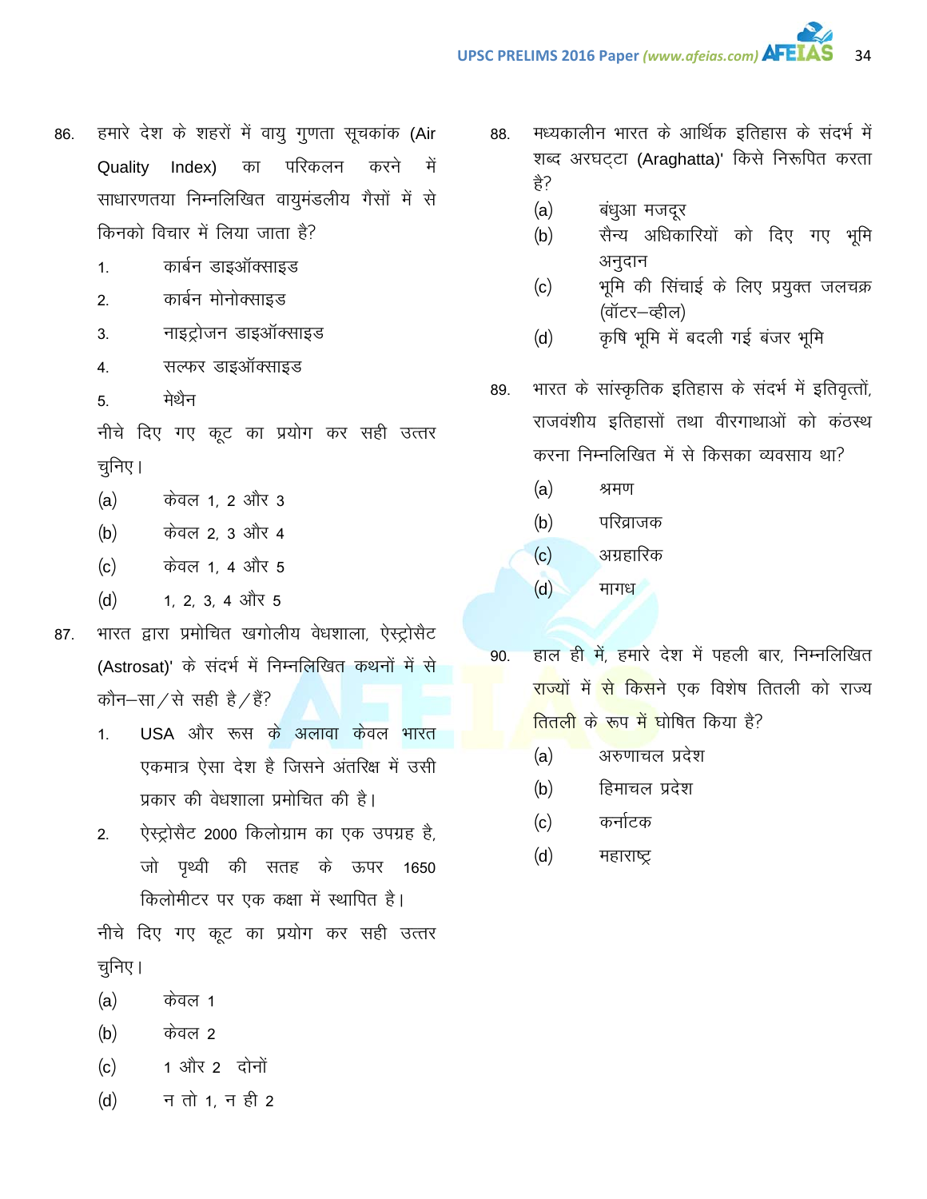86. हमारे देश के शहरों में वायु गुणता सूचकांक (Air Quality Index) का परिकलन करने में साधारणतया निम्नलिखित वायुमंडलीय गैसों में से किनको विचार में लिया जाता है?

1. कार्बन डाइऑक्साइड
2. कार्बन मोनोक्साइड
3. नाइट्रोजन डाइऑक्साइड
4. सल्फर डाइऑक्साइड
5. मेथैन

नीचे दिए गए कूट का प्रयोग कर सही उत्तर चुनिए।

(a) केवल 1, 2 और 3
(b) केवल 2, 3 और 4
(c) केवल 1, 4 और 5
(d) 1, 2, 3, 4 और 5

87. भारत द्वारा प्रमोचित खगोलीय वेधशाला, ऐस्ट्रोसैट (Astrosat)' के संदर्भ में निम्नलिखित कथनों में से कौन–सा/से सही है/हैं?

1. USA और रूस के अलावा केवल भारत एकमात्र ऐसा देश है जिसने अंतरिक्ष में उसी प्रकार की वेधशाला प्रमोचित की है।
2. ऐस्ट्रोसैट 2000 किलोग्राम का एक उपग्रह है, जो पृथ्वी की सतह के ऊपर 1650 किलोमीटर पर एक कक्षा में स्थापित है।

नीचे दिए गए कूट का प्रयोग कर सही उत्तर चुनिए।

(a) केवल 1
(b) केवल 2
(c) 1 और 2 दोनों
(d) न तो 1, न ही 2

88. मध्यकालीन भारत के आर्थिक इतिहास के संदर्भ में शब्द अरघट्टा (Araghatta)' किसे निरूपित करता है?

(a) बंधुआ मजदूर
(b) सैन्य अधिकारियों को दिए गए भूमि अनुदान
(c) भूमि की सिंचाई के लिए प्रयुक्त जलचक्र (वॉटर–व्हील)
(d) कृषि भूमि में बदली गई बंजर भूमि

89. भारत के सांस्कृतिक इतिहास के संदर्भ में इतिवृत्तों, राजवंशीय इतिहासों तथा वीरगाथाओं को कंठस्थ करना निम्नलिखित में से किसका व्यवसाय था?

(a) श्रमण
(b) परिव्राजक
(c) अग्रहारिक
(d) मागध

90. हाल ही में, हमारे देश में पहली बार, निम्नलिखित राज्यों में से किसने एक विशेष तितली को राज्य तितली के रूप में घोषित किया है?

(a) अरुणाचल प्रदेश
(b) हिमाचल प्रदेश
(c) कर्नाटक
(d) महाराष्ट्र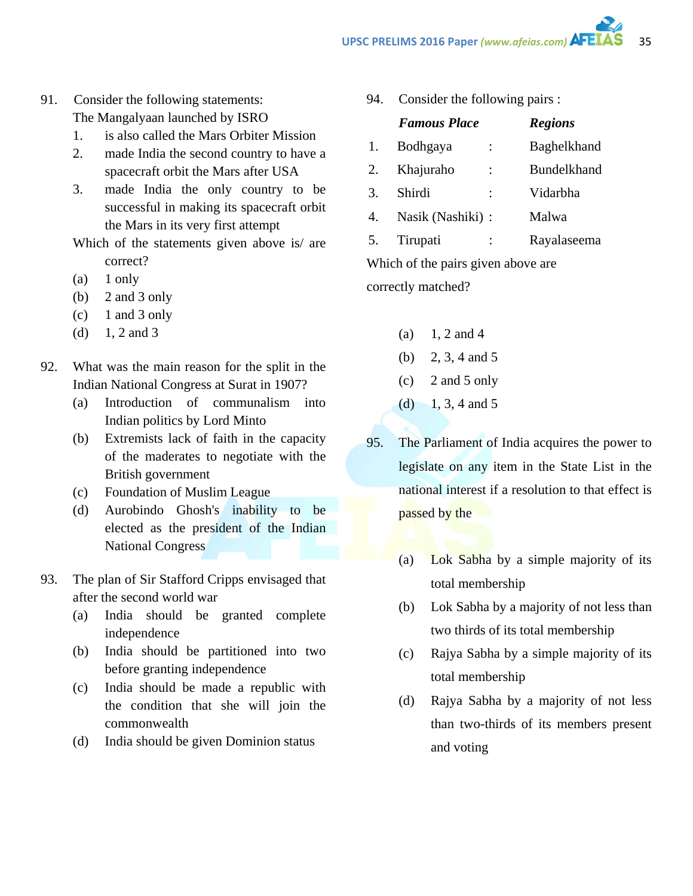91. Consider the following statements:
The Mangalyaan launched by ISRO
   1. is also called the Mars Orbiter Mission
   2. made India the second country to have a spacecraft orbit the Mars after USA
   3. made India the only country to be successful in making its spacecraft orbit the Mars in its very first attempt

   Which of the statements given above is/ are correct?
   (a) 1 only
   (b) 2 and 3 only
   (c) 1 and 3 only
   (d) 1, 2 and 3

92. What was the main reason for the split in the Indian National Congress at Surat in 1907?
   (a) Introduction of communalism into Indian politics by Lord Minto
   (b) Extremists lack of faith in the capacity of the maderates to negotiate with the British government
   (c) Foundation of Muslim League
   (d) Aurobindo Ghosh's inability to be elected as the president of the Indian National Congress

93. The plan of Sir Stafford Cripps envisaged that after the second world war
   (a) India should be granted complete independence
   (b) India should be partitioned into two before granting independence
   (c) India should be made a republic with the condition that she will join the commonwealth
   (d) India should be given Dominion status

94. Consider the following pairs :

| | ***Famous Place*** | | ***Regions*** |
|---|---|---|---|
| 1. | Bodhgaya | : | Baghelkhand |
| 2. | Khajuraho | : | Bundelkhand |
| 3. | Shirdi | : | Vidarbha |
| 4. | Nasik (Nashiki) | : | Malwa |
| 5. | Tirupati | : | Rayalaseema |

   Which of the pairs given above are correctly matched?

   (a) 1, 2 and 4
   (b) 2, 3, 4 and 5
   (c) 2 and 5 only
   (d) 1, 3, 4 and 5

95. The Parliament of India acquires the power to legislate on any item in the State List in the national interest if a resolution to that effect is passed by the
   (a) Lok Sabha by a simple majority of its total membership
   (b) Lok Sabha by a majority of not less than two thirds of its total membership
   (c) Rajya Sabha by a simple majority of its total membership
   (d) Rajya Sabha by a majority of not less than two-thirds of its members present and voting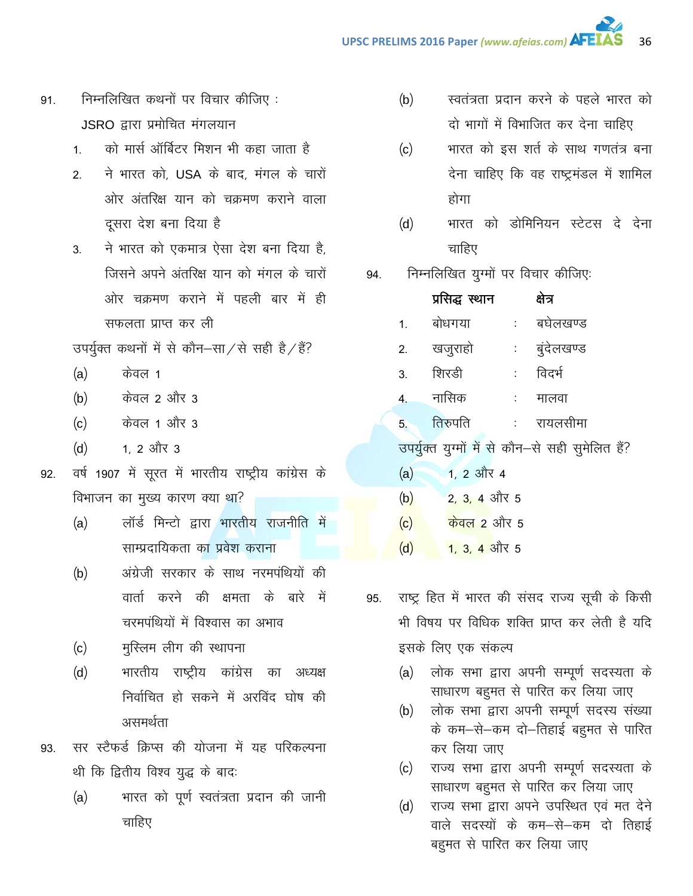91. निम्नलिखित कथनों पर विचार कीजिए :

JSRO द्वारा प्रमोचित मंगलयान

1. को मार्स ऑर्बिटर मिशन भी कहा जाता है
2. ने भारत को, USA के बाद, मंगल के चारों ओर अंतरिक्ष यान को चक्रमण कराने वाला दूसरा देश बना दिया है
3. ने भारत को एकमात्र ऐसा देश बना दिया है, जिसने अपने अंतरिक्ष यान को मंगल के चारों ओर चक्रमण कराने में पहली बार में ही सफलता प्राप्त कर ली

उपर्युक्त कथनों में से कौन–सा/से सही है/हैं?

(a) केवल 1

(b) केवल 2 और 3

(c) केवल 1 और 3

(d) 1, 2 और 3

92. वर्ष 1907 में सूरत में भारतीय राष्ट्रीय कांग्रेस के विभाजन का मुख्य कारण क्या था?

(a) लॉर्ड मिन्टो द्वारा भारतीय राजनीति में साम्प्रदायिकता का प्रवेश कराना

(b) अंग्रेजी सरकार के साथ नरमपंथियों की वार्ता करने की क्षमता के बारे में चरमपंथियों में विश्वास का अभाव

(c) मुस्लिम लीग की स्थापना

(d) भारतीय राष्ट्रीय कांग्रेस का अध्यक्ष निर्वाचित हो सकने में अरविंद घोष की असमर्थता

93. सर स्टैफर्ड क्रिप्स की योजना में यह परिकल्पना थी कि द्वितीय विश्व युद्ध के बादः

(a) भारत को पूर्ण स्वतंत्रता प्रदान की जानी चाहिए

(b) स्वतंत्रता प्रदान करने के पहले भारत को दो भागों में विभाजित कर देना चाहिए

(c) भारत को इस शर्त के साथ गणतंत्र बना देना चाहिए कि वह राष्ट्रमंडल में शामिल होगा

(d) भारत को डोमिनियन स्टेटस दे देना चाहिए

94. निम्नलिखित युग्मों पर विचार कीजिएः

| | **प्रसिद्ध स्थान** | | **क्षेत्र** |
|---|---|---|---|
| 1. | बोधगया | : | बघेलखण्ड |
| 2. | खजुराहो | : | बुंदेलखण्ड |
| 3. | शिरडी | : | विदर्भ |
| 4. | नासिक | : | मालवा |
| 5. | तिरुपति | : | रायलसीमा |

उपर्युक्त युग्मों में से कौन–से सही सुमेलित हैं?

(a) 1, 2 और 4

(b) 2, 3, 4 और 5

(c) केवल 2 और 5

(d) 1, 3, 4 और 5

95. राष्ट्र हित में भारत की संसद राज्य सूची के किसी भी विषय पर विधिक शक्ति प्राप्त कर लेती है यदि इसके लिए एक संकल्प

(a) लोक सभा द्वारा अपनी सम्पूर्ण सदस्यता के साधारण बहुमत से पारित कर लिया जाए

(b) लोक सभा द्वारा अपनी सम्पूर्ण सदस्य संख्या के कम–से–कम दो–तिहाई बहुमत से पारित कर लिया जाए

(c) राज्य सभा द्वारा अपनी सम्पूर्ण सदस्यता के साधारण बहुमत से पारित कर लिया जाए

(d) राज्य सभा द्वारा अपने उपस्थित एवं मत देने वाले सदस्यों के कम–से–कम दो तिहाई बहुमत से पारित कर लिया जाए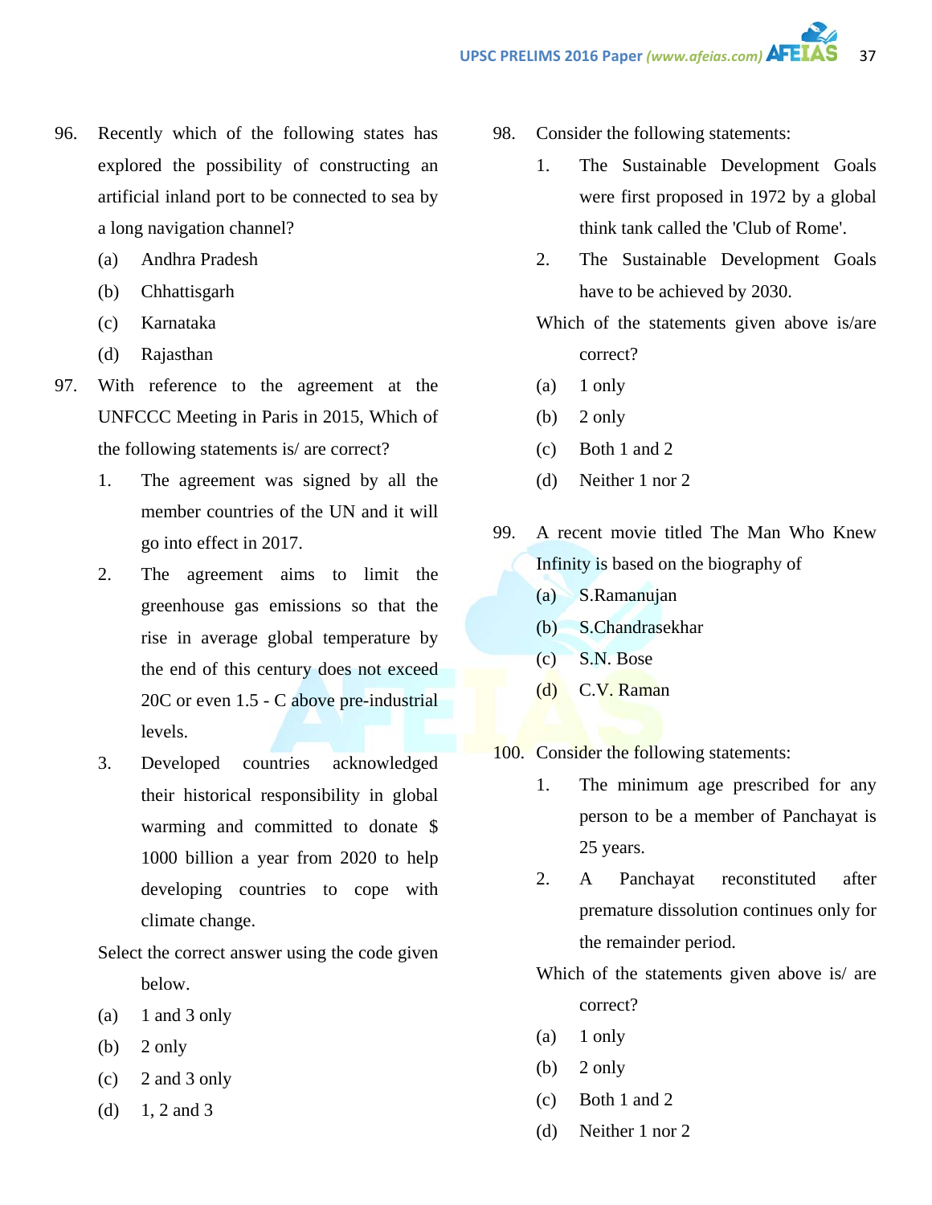96. Recently which of the following states has explored the possibility of constructing an artificial inland port to be connected to sea by a long navigation channel?
    (a) Andhra Pradesh
    (b) Chhattisgarh
    (c) Karnataka
    (d) Rajasthan

97. With reference to the agreement at the UNFCCC Meeting in Paris in 2015, Which of the following statements is/ are correct?
    1. The agreement was signed by all the member countries of the UN and it will go into effect in 2017.
    2. The agreement aims to limit the greenhouse gas emissions so that the rise in average global temperature by the end of this century does not exceed 20C or even 1.5 - C above pre-industrial levels.
    3. Developed countries acknowledged their historical responsibility in global warming and committed to donate $ 1000 billion a year from 2020 to help developing countries to cope with climate change.

    Select the correct answer using the code given below.
    (a) 1 and 3 only
    (b) 2 only
    (c) 2 and 3 only
    (d) 1, 2 and 3

98. Consider the following statements:
    1. The Sustainable Development Goals were first proposed in 1972 by a global think tank called the 'Club of Rome'.
    2. The Sustainable Development Goals have to be achieved by 2030.

    Which of the statements given above is/are correct?
    (a) 1 only
    (b) 2 only
    (c) Both 1 and 2
    (d) Neither 1 nor 2

99. A recent movie titled The Man Who Knew Infinity is based on the biography of
    (a) S.Ramanujan
    (b) S.Chandrasekhar
    (c) S.N. Bose
    (d) C.V. Raman

100. Consider the following statements:
    1. The minimum age prescribed for any person to be a member of Panchayat is 25 years.
    2. A Panchayat reconstituted after premature dissolution continues only for the remainder period.

    Which of the statements given above is/ are correct?
    (a) 1 only
    (b) 2 only
    (c) Both 1 and 2
    (d) Neither 1 nor 2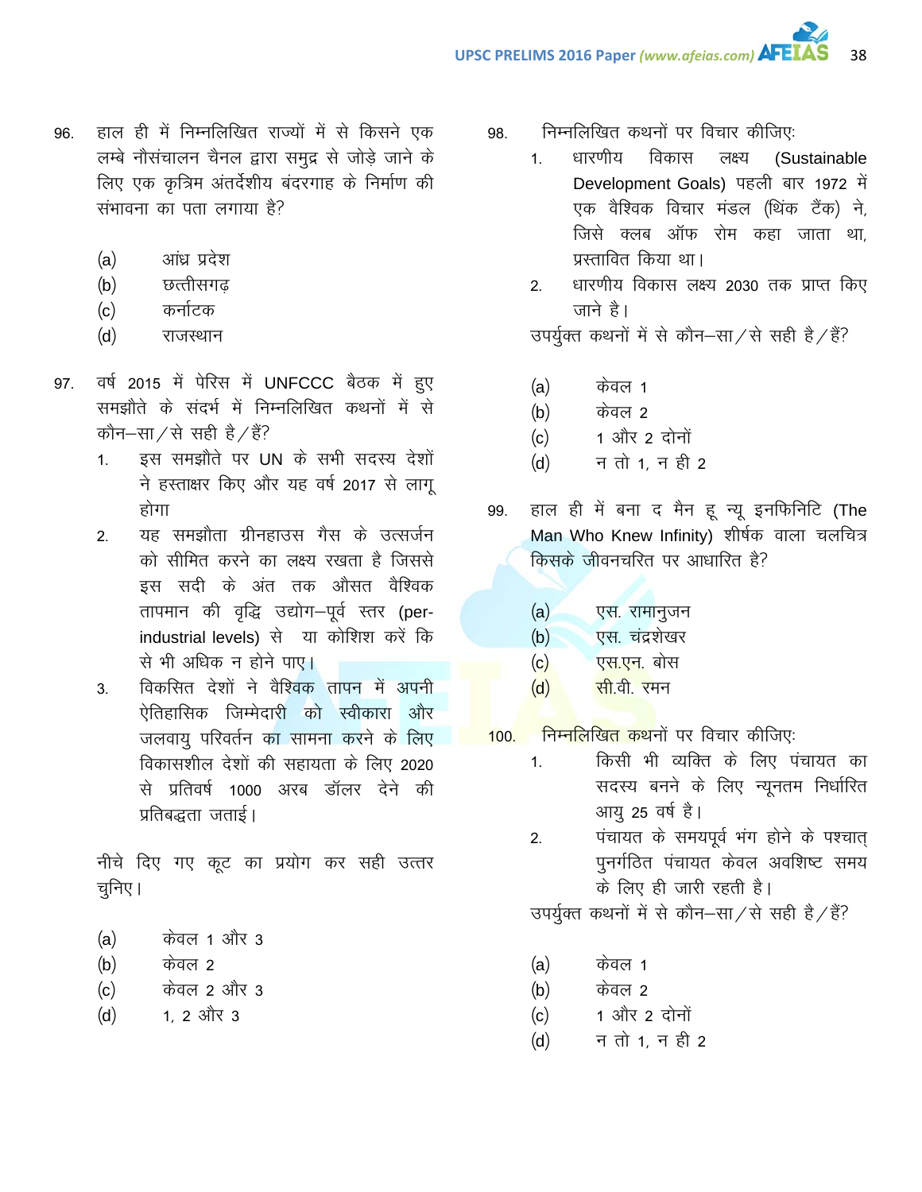96. हाल ही में निम्नलिखित राज्यों में से किसने एक लम्बे नौसंचालन चैनल द्वारा समुद्र से जोड़े जाने के लिए एक कृत्रिम अंतर्देशीय बंदरगाह के निर्माण की संभावना का पता लगाया है?

(a) आंध्र प्रदेश
(b) छत्तीसगढ़
(c) कर्नाटक
(d) राजस्थान

97. वर्ष 2015 में पेरिस में UNFCCC बैठक में हुए समझौते के संदर्भ में निम्नलिखित कथनों में से कौन–सा/से सही है/हैं?

1. इस समझौते पर UN के सभी सदस्य देशों ने हस्ताक्षर किए और यह वर्ष 2017 से लागू होगा
2. यह समझौता ग्रीनहाउस गैस के उत्सर्जन को सीमित करने का लक्ष्य रखता है जिससे इस सदी के अंत तक औसत वैश्विक तापमान की वृद्धि उद्योग–पूर्व स्तर (pre-industrial levels) से या कोशिश करें कि से भी अधिक न होने पाए।
3. विकसित देशों ने वैश्विक तापन में अपनी ऐतिहासिक जिम्मेदारी को स्वीकारा और जलवायु परिवर्तन का सामना करने के लिए विकासशील देशों की सहायता के लिए 2020 से प्रतिवर्ष 1000 अरब डॉलर देने की प्रतिबद्धता जताई।

नीचे दिए गए कूट का प्रयोग कर सही उत्तर चुनिए।

(a) केवल 1 और 3
(b) केवल 2
(c) केवल 2 और 3
(d) 1, 2 और 3

98. निम्नलिखित कथनों पर विचार कीजिए:

1. धारणीय विकास लक्ष्य (Sustainable Development Goals) पहली बार 1972 में एक वैश्विक विचार मंडल (थिंक टैंक) ने, जिसे क्लब ऑफ रोम कहा जाता था, प्रस्तावित किया था।
2. धारणीय विकास लक्ष्य 2030 तक प्राप्त किए जाने है।

उपर्युक्त कथनों में से कौन–सा/से सही है/हैं?

(a) केवल 1
(b) केवल 2
(c) 1 और 2 दोनों
(d) न तो 1, न ही 2

99. हाल ही में बना द मैन हू न्यू इनफिनिटि (The Man Who Knew Infinity) शीर्षक वाला चलचित्र किसके जीवनचरित पर आधारित है?

(a) एस. रामानुजन
(b) एस. चंद्रशेखर
(c) एस.एन. बोस
(d) सी.वी. रमन

100. निम्नलिखित कथनों पर विचार कीजिए:

1. किसी भी व्यक्ति के लिए पंचायत का सदस्य बनने के लिए न्यूनतम निर्धारित आयु 25 वर्ष है।
2. पंचायत के समयपूर्व भंग होने के पश्चात् पुनर्गठित पंचायत केवल अवशिष्ट समय के लिए ही जारी रहती है।

उपर्युक्त कथनों में से कौन–सा/से सही है/हैं?

(a) केवल 1
(b) केवल 2
(c) 1 और 2 दोनों
(d) न तो 1, न ही 2